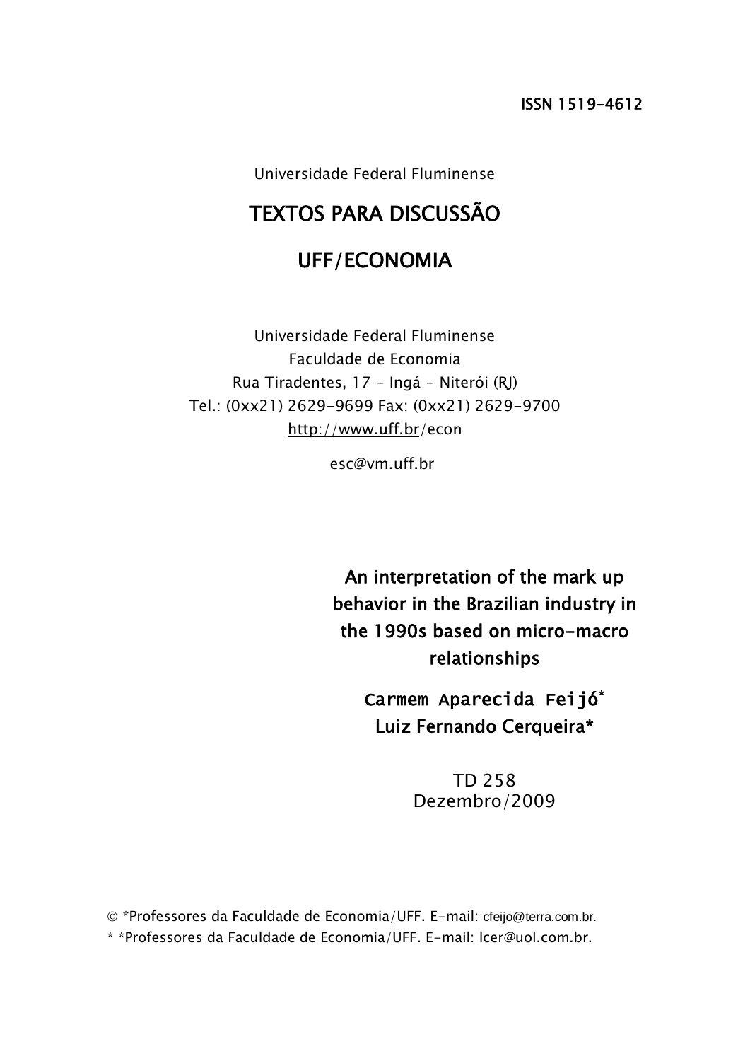ISSN 1519-4612

Universidade Federal Fluminense

# TEXTOS PARA DISCUSSÃO

# UFF/ECONOMIA

Universidade Federal Fluminense
Faculdade de Economia
Rua Tiradentes, 17 - Ingá - Niterói (RJ)
Tel.: (0xx21) 2629-9699 Fax: (0xx21) 2629-9700
http://www.uff.br/econ

esc@vm.uff.br

## An interpretation of the mark up behavior in the Brazilian industry in the 1990s based on micro-macro relationships

**Carmem Aparecida Feijó***
**Luiz Fernando Cerqueira***

TD 258
Dezembro/2009

© *Professores da Faculdade de Economia/UFF. E-mail: cfeijo@terra.com.br.
* *Professores da Faculdade de Economia/UFF. E-mail: lcer@uol.com.br.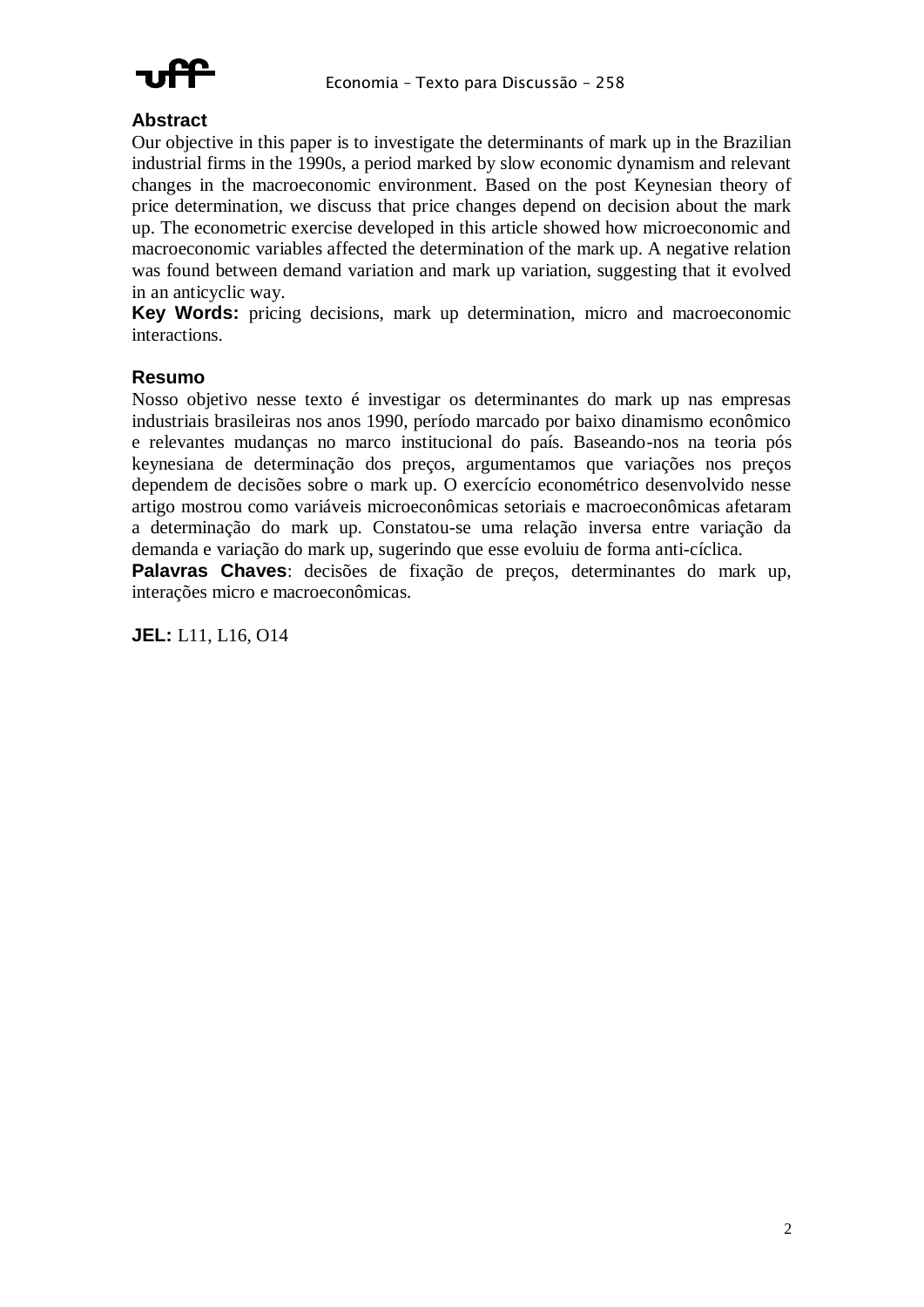## Abstract

Our objective in this paper is to investigate the determinants of mark up in the Brazilian industrial firms in the 1990s, a period marked by slow economic dynamism and relevant changes in the macroeconomic environment. Based on the post Keynesian theory of price determination, we discuss that price changes depend on decision about the mark up. The econometric exercise developed in this article showed how microeconomic and macroeconomic variables affected the determination of the mark up. A negative relation was found between demand variation and mark up variation, suggesting that it evolved in an anticyclic way.

**Key Words:** pricing decisions, mark up determination, micro and macroeconomic interactions.

## Resumo

Nosso objetivo nesse texto é investigar os determinantes do mark up nas empresas industriais brasileiras nos anos 1990, período marcado por baixo dinamismo econômico e relevantes mudanças no marco institucional do país. Baseando-nos na teoria pós keynesiana de determinação dos preços, argumentamos que variações nos preços dependem de decisões sobre o mark up. O exercício econométrico desenvolvido nesse artigo mostrou como variáveis microeconômicas setoriais e macroeconômicas afetaram a determinação do mark up. Constatou-se uma relação inversa entre variação da demanda e variação do mark up, sugerindo que esse evoluiu de forma anti-cíclica.

**Palavras Chaves**: decisões de fixação de preços, determinantes do mark up, interações micro e macroeconômicas.

**JEL:** L11, L16, O14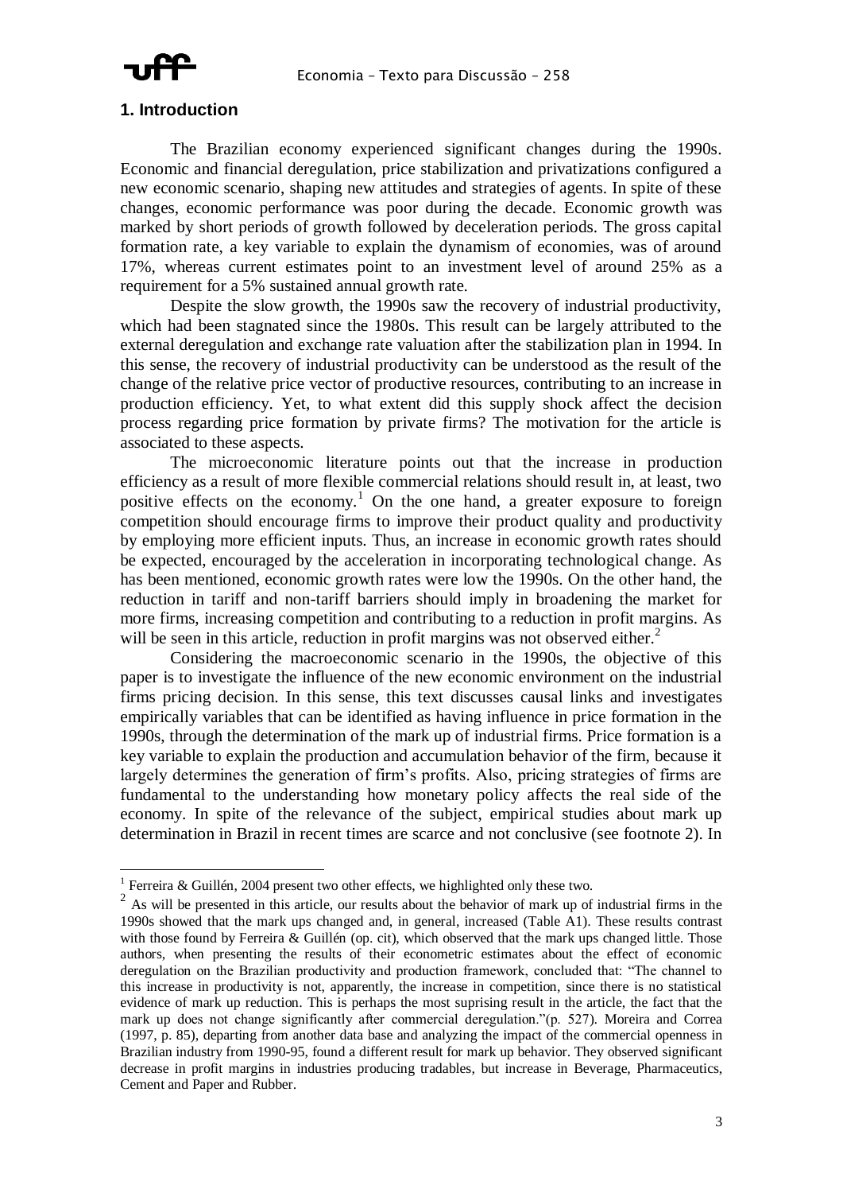## 1. Introduction

The Brazilian economy experienced significant changes during the 1990s. Economic and financial deregulation, price stabilization and privatizations configured a new economic scenario, shaping new attitudes and strategies of agents. In spite of these changes, economic performance was poor during the decade. Economic growth was marked by short periods of growth followed by deceleration periods. The gross capital formation rate, a key variable to explain the dynamism of economies, was of around 17%, whereas current estimates point to an investment level of around 25% as a requirement for a 5% sustained annual growth rate.

Despite the slow growth, the 1990s saw the recovery of industrial productivity, which had been stagnated since the 1980s. This result can be largely attributed to the external deregulation and exchange rate valuation after the stabilization plan in 1994. In this sense, the recovery of industrial productivity can be understood as the result of the change of the relative price vector of productive resources, contributing to an increase in production efficiency. Yet, to what extent did this supply shock affect the decision process regarding price formation by private firms? The motivation for the article is associated to these aspects.

The microeconomic literature points out that the increase in production efficiency as a result of more flexible commercial relations should result in, at least, two positive effects on the economy.[1] On the one hand, a greater exposure to foreign competition should encourage firms to improve their product quality and productivity by employing more efficient inputs. Thus, an increase in economic growth rates should be expected, encouraged by the acceleration in incorporating technological change. As has been mentioned, economic growth rates were low the 1990s. On the other hand, the reduction in tariff and non-tariff barriers should imply in broadening the market for more firms, increasing competition and contributing to a reduction in profit margins. As will be seen in this article, reduction in profit margins was not observed either.[2]

Considering the macroeconomic scenario in the 1990s, the objective of this paper is to investigate the influence of the new economic environment on the industrial firms pricing decision. In this sense, this text discusses causal links and investigates empirically variables that can be identified as having influence in price formation in the 1990s, through the determination of the mark up of industrial firms. Price formation is a key variable to explain the production and accumulation behavior of the firm, because it largely determines the generation of firm's profits. Also, pricing strategies of firms are fundamental to the understanding how monetary policy affects the real side of the economy. In spite of the relevance of the subject, empirical studies about mark up determination in Brazil in recent times are scarce and not conclusive (see footnote 2). In

---

[1] Ferreira & Guillén, 2004 present two other effects, we highlighted only these two.

[2] As will be presented in this article, our results about the behavior of mark up of industrial firms in the 1990s showed that the mark ups changed and, in general, increased (Table A1). These results contrast with those found by Ferreira & Guillén (op. cit), which observed that the mark ups changed little. Those authors, when presenting the results of their econometric estimates about the effect of economic deregulation on the Brazilian productivity and production framework, concluded that: "The channel to this increase in productivity is not, apparently, the increase in competition, since there is no statistical evidence of mark up reduction. This is perhaps the most suprising result in the article, the fact that the mark up does not change significantly after commercial deregulation."(p. 527). Moreira and Correa (1997, p. 85), departing from another data base and analyzing the impact of the commercial openness in Brazilian industry from 1990-95, found a different result for mark up behavior. They observed significant decrease in profit margins in industries producing tradables, but increase in Beverage, Pharmaceutics, Cement and Paper and Rubber.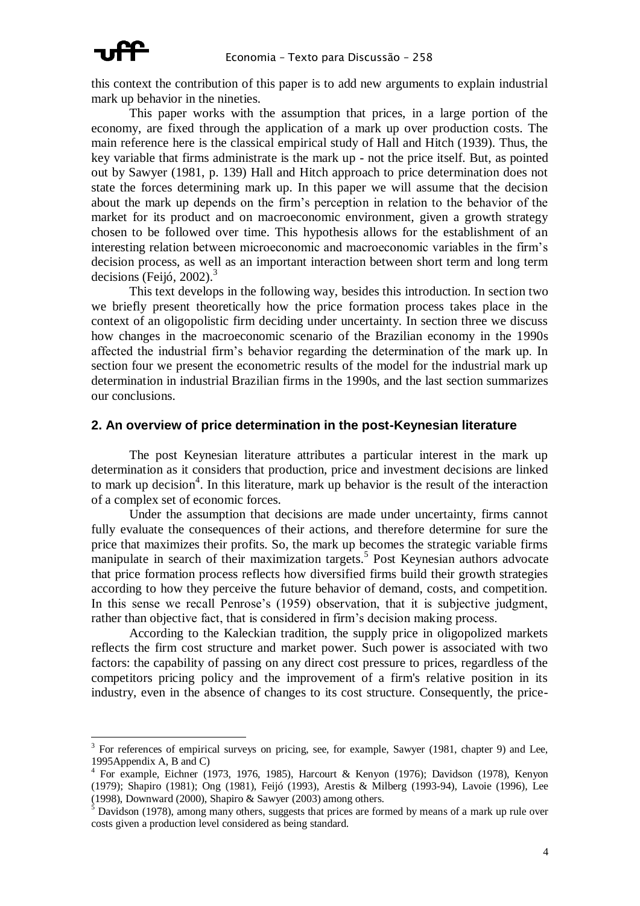this context the contribution of this paper is to add new arguments to explain industrial mark up behavior in the nineties.

This paper works with the assumption that prices, in a large portion of the economy, are fixed through the application of a mark up over production costs. The main reference here is the classical empirical study of Hall and Hitch (1939). Thus, the key variable that firms administrate is the mark up - not the price itself. But, as pointed out by Sawyer (1981, p. 139) Hall and Hitch approach to price determination does not state the forces determining mark up. In this paper we will assume that the decision about the mark up depends on the firm's perception in relation to the behavior of the market for its product and on macroeconomic environment, given a growth strategy chosen to be followed over time. This hypothesis allows for the establishment of an interesting relation between microeconomic and macroeconomic variables in the firm's decision process, as well as an important interaction between short term and long term decisions (Feijó, 2002).[3]

This text develops in the following way, besides this introduction. In section two we briefly present theoretically how the price formation process takes place in the context of an oligopolistic firm deciding under uncertainty. In section three we discuss how changes in the macroeconomic scenario of the Brazilian economy in the 1990s affected the industrial firm's behavior regarding the determination of the mark up. In section four we present the econometric results of the model for the industrial mark up determination in industrial Brazilian firms in the 1990s, and the last section summarizes our conclusions.

## 2. An overview of price determination in the post-Keynesian literature

The post Keynesian literature attributes a particular interest in the mark up determination as it considers that production, price and investment decisions are linked to mark up decision[4]. In this literature, mark up behavior is the result of the interaction of a complex set of economic forces.

Under the assumption that decisions are made under uncertainty, firms cannot fully evaluate the consequences of their actions, and therefore determine for sure the price that maximizes their profits. So, the mark up becomes the strategic variable firms manipulate in search of their maximization targets.[5] Post Keynesian authors advocate that price formation process reflects how diversified firms build their growth strategies according to how they perceive the future behavior of demand, costs, and competition. In this sense we recall Penrose's (1959) observation, that it is subjective judgment, rather than objective fact, that is considered in firm's decision making process.

According to the Kaleckian tradition, the supply price in oligopolized markets reflects the firm cost structure and market power. Such power is associated with two factors: the capability of passing on any direct cost pressure to prices, regardless of the competitors pricing policy and the improvement of a firm's relative position in its industry, even in the absence of changes to its cost structure. Consequently, the price-

---

[3] For references of empirical surveys on pricing, see, for example, Sawyer (1981, chapter 9) and Lee, 1995Appendix A, B and C)

[4] For example, Eichner (1973, 1976, 1985), Harcourt & Kenyon (1976); Davidson (1978), Kenyon (1979); Shapiro (1981); Ong (1981), Feijó (1993), Arestis & Milberg (1993-94), Lavoie (1996), Lee (1998), Downward (2000), Shapiro & Sawyer (2003) among others.

[5] Davidson (1978), among many others, suggests that prices are formed by means of a mark up rule over costs given a production level considered as being standard.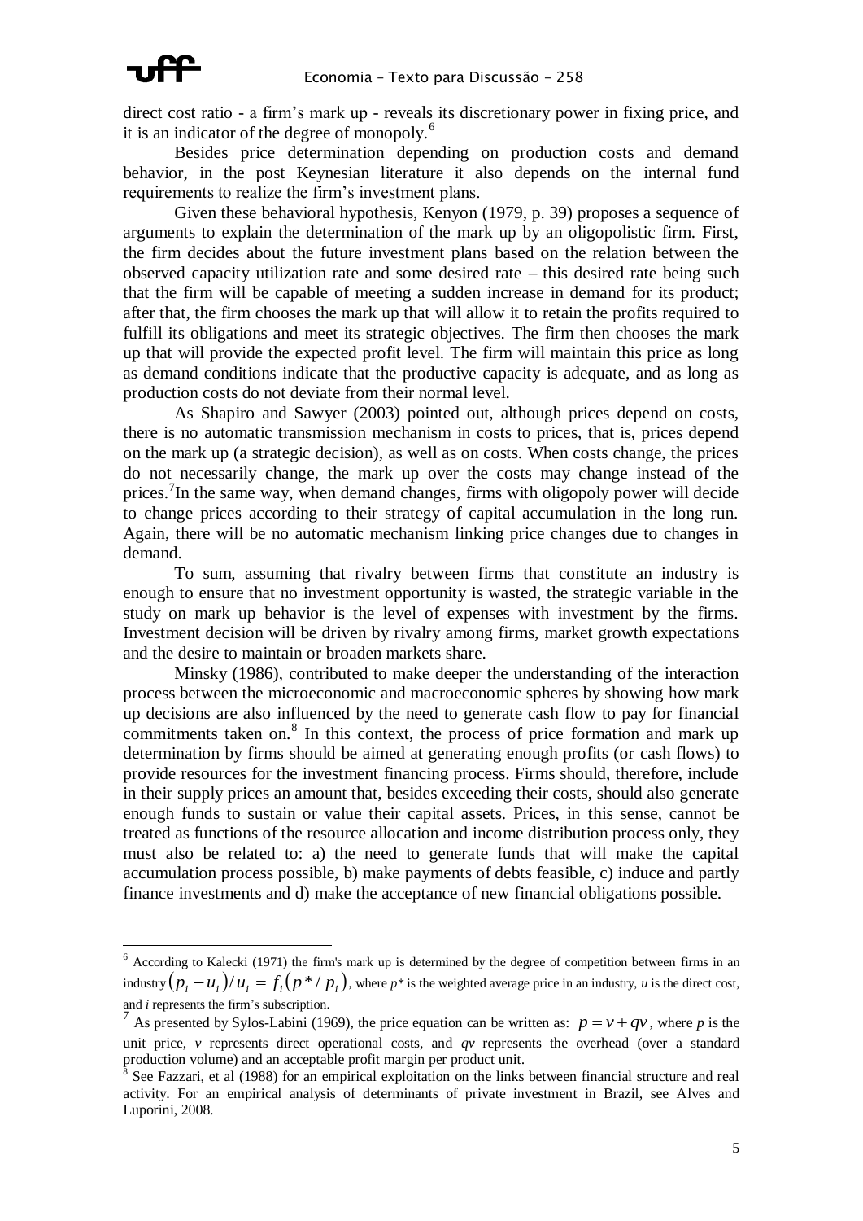direct cost ratio - a firm's mark up - reveals its discretionary power in fixing price, and it is an indicator of the degree of monopoly.[6]

Besides price determination depending on production costs and demand behavior, in the post Keynesian literature it also depends on the internal fund requirements to realize the firm's investment plans.

Given these behavioral hypothesis, Kenyon (1979, p. 39) proposes a sequence of arguments to explain the determination of the mark up by an oligopolistic firm. First, the firm decides about the future investment plans based on the relation between the observed capacity utilization rate and some desired rate – this desired rate being such that the firm will be capable of meeting a sudden increase in demand for its product; after that, the firm chooses the mark up that will allow it to retain the profits required to fulfill its obligations and meet its strategic objectives. The firm then chooses the mark up that will provide the expected profit level. The firm will maintain this price as long as demand conditions indicate that the productive capacity is adequate, and as long as production costs do not deviate from their normal level.

As Shapiro and Sawyer (2003) pointed out, although prices depend on costs, there is no automatic transmission mechanism in costs to prices, that is, prices depend on the mark up (a strategic decision), as well as on costs. When costs change, the prices do not necessarily change, the mark up over the costs may change instead of the prices.[7]In the same way, when demand changes, firms with oligopoly power will decide to change prices according to their strategy of capital accumulation in the long run. Again, there will be no automatic mechanism linking price changes due to changes in demand.

To sum, assuming that rivalry between firms that constitute an industry is enough to ensure that no investment opportunity is wasted, the strategic variable in the study on mark up behavior is the level of expenses with investment by the firms. Investment decision will be driven by rivalry among firms, market growth expectations and the desire to maintain or broaden markets share.

Minsky (1986), contributed to make deeper the understanding of the interaction process between the microeconomic and macroeconomic spheres by showing how mark up decisions are also influenced by the need to generate cash flow to pay for financial commitments taken on.[8] In this context, the process of price formation and mark up determination by firms should be aimed at generating enough profits (or cash flows) to provide resources for the investment financing process. Firms should, therefore, include in their supply prices an amount that, besides exceeding their costs, should also generate enough funds to sustain or value their capital assets. Prices, in this sense, cannot be treated as functions of the resource allocation and income distribution process only, they must also be related to: a) the need to generate funds that will make the capital accumulation process possible, b) make payments of debts feasible, c) induce and partly finance investments and d) make the acceptance of new financial obligations possible.

---

[6] According to Kalecki (1971) the firm's mark up is determined by the degree of competition between firms in an industry $\left(p_i - u_i\right)/u_i = f_i\left(p^*/p_i\right)$, where $p^*$ is the weighted average price in an industry, $u$ is the direct cost, and $i$ represents the firm's subscription.

[7] As presented by Sylos-Labini (1969), the price equation can be written as: $p = v + qv$, where $p$ is the unit price, $v$ represents direct operational costs, and $qv$ represents the overhead (over a standard production volume) and an acceptable profit margin per product unit.

[8] See Fazzari, et al (1988) for an empirical exploitation on the links between financial structure and real activity. For an empirical analysis of determinants of private investment in Brazil, see Alves and Luporini, 2008.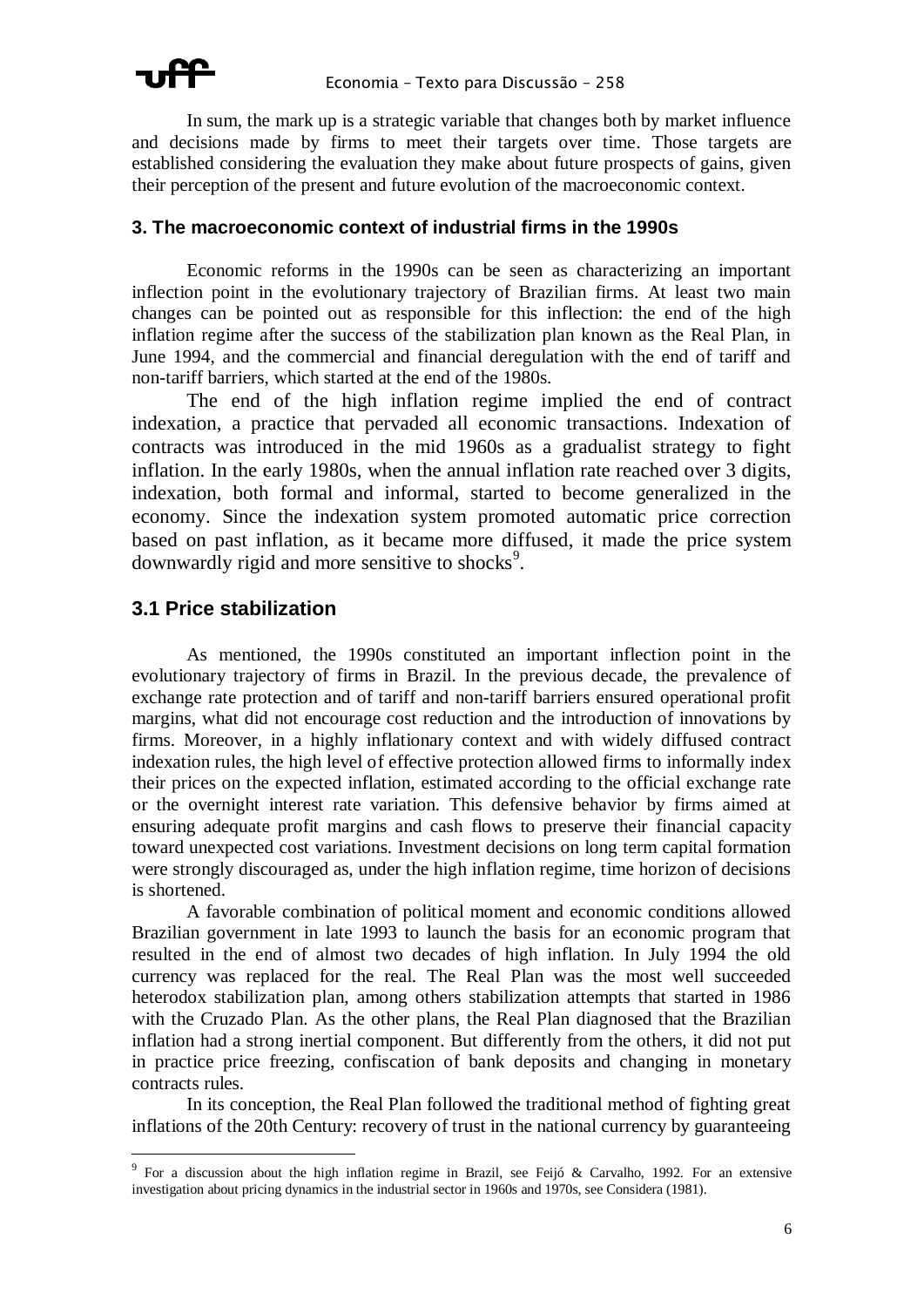In sum, the mark up is a strategic variable that changes both by market influence and decisions made by firms to meet their targets over time. Those targets are established considering the evaluation they make about future prospects of gains, given their perception of the present and future evolution of the macroeconomic context.

### 3. The macroeconomic context of industrial firms in the 1990s

Economic reforms in the 1990s can be seen as characterizing an important inflection point in the evolutionary trajectory of Brazilian firms. At least two main changes can be pointed out as responsible for this inflection: the end of the high inflation regime after the success of the stabilization plan known as the Real Plan, in June 1994, and the commercial and financial deregulation with the end of tariff and non-tariff barriers, which started at the end of the 1980s.

The end of the high inflation regime implied the end of contract indexation, a practice that pervaded all economic transactions. Indexation of contracts was introduced in the mid 1960s as a gradualist strategy to fight inflation. In the early 1980s, when the annual inflation rate reached over 3 digits, indexation, both formal and informal, started to become generalized in the economy. Since the indexation system promoted automatic price correction based on past inflation, as it became more diffused, it made the price system downwardly rigid and more sensitive to shocks[9].

## 3.1 Price stabilization

As mentioned, the 1990s constituted an important inflection point in the evolutionary trajectory of firms in Brazil. In the previous decade, the prevalence of exchange rate protection and of tariff and non-tariff barriers ensured operational profit margins, what did not encourage cost reduction and the introduction of innovations by firms. Moreover, in a highly inflationary context and with widely diffused contract indexation rules, the high level of effective protection allowed firms to informally index their prices on the expected inflation, estimated according to the official exchange rate or the overnight interest rate variation. This defensive behavior by firms aimed at ensuring adequate profit margins and cash flows to preserve their financial capacity toward unexpected cost variations. Investment decisions on long term capital formation were strongly discouraged as, under the high inflation regime, time horizon of decisions is shortened.

A favorable combination of political moment and economic conditions allowed Brazilian government in late 1993 to launch the basis for an economic program that resulted in the end of almost two decades of high inflation. In July 1994 the old currency was replaced for the real. The Real Plan was the most well succeeded heterodox stabilization plan, among others stabilization attempts that started in 1986 with the Cruzado Plan. As the other plans, the Real Plan diagnosed that the Brazilian inflation had a strong inertial component. But differently from the others, it did not put in practice price freezing, confiscation of bank deposits and changing in monetary contracts rules.

In its conception, the Real Plan followed the traditional method of fighting great inflations of the 20th Century: recovery of trust in the national currency by guaranteeing

---

[9] For a discussion about the high inflation regime in Brazil, see Feijó & Carvalho, 1992. For an extensive investigation about pricing dynamics in the industrial sector in 1960s and 1970s, see Considera (1981).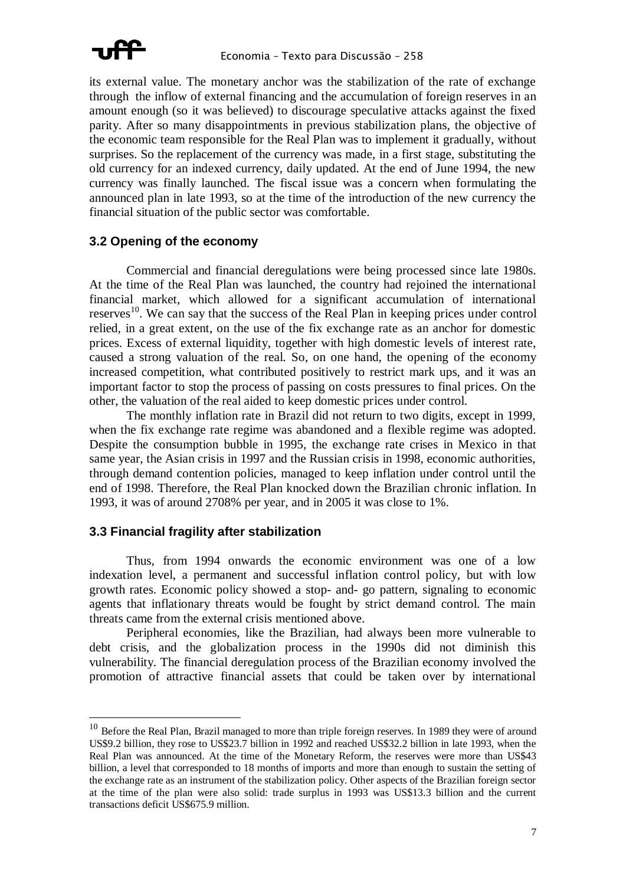its external value. The monetary anchor was the stabilization of the rate of exchange through the inflow of external financing and the accumulation of foreign reserves in an amount enough (so it was believed) to discourage speculative attacks against the fixed parity. After so many disappointments in previous stabilization plans, the objective of the economic team responsible for the Real Plan was to implement it gradually, without surprises. So the replacement of the currency was made, in a first stage, substituting the old currency for an indexed currency, daily updated. At the end of June 1994, the new currency was finally launched. The fiscal issue was a concern when formulating the announced plan in late 1993, so at the time of the introduction of the new currency the financial situation of the public sector was comfortable.

### 3.2 Opening of the economy

Commercial and financial deregulations were being processed since late 1980s. At the time of the Real Plan was launched, the country had rejoined the international financial market, which allowed for a significant accumulation of international reserves[10]. We can say that the success of the Real Plan in keeping prices under control relied, in a great extent, on the use of the fix exchange rate as an anchor for domestic prices. Excess of external liquidity, together with high domestic levels of interest rate, caused a strong valuation of the real. So, on one hand, the opening of the economy increased competition, what contributed positively to restrict mark ups, and it was an important factor to stop the process of passing on costs pressures to final prices. On the other, the valuation of the real aided to keep domestic prices under control.

The monthly inflation rate in Brazil did not return to two digits, except in 1999, when the fix exchange rate regime was abandoned and a flexible regime was adopted. Despite the consumption bubble in 1995, the exchange rate crises in Mexico in that same year, the Asian crisis in 1997 and the Russian crisis in 1998, economic authorities, through demand contention policies, managed to keep inflation under control until the end of 1998. Therefore, the Real Plan knocked down the Brazilian chronic inflation. In 1993, it was of around 2708% per year, and in 2005 it was close to 1%.

### 3.3 Financial fragility after stabilization

Thus, from 1994 onwards the economic environment was one of a low indexation level, a permanent and successful inflation control policy, but with low growth rates. Economic policy showed a stop- and- go pattern, signaling to economic agents that inflationary threats would be fought by strict demand control. The main threats came from the external crisis mentioned above.

Peripheral economies, like the Brazilian, had always been more vulnerable to debt crisis, and the globalization process in the 1990s did not diminish this vulnerability. The financial deregulation process of the Brazilian economy involved the promotion of attractive financial assets that could be taken over by international

---

[10] Before the Real Plan, Brazil managed to more than triple foreign reserves. In 1989 they were of around US$9.2 billion, they rose to US$23.7 billion in 1992 and reached US$32.2 billion in late 1993, when the Real Plan was announced. At the time of the Monetary Reform, the reserves were more than US$43 billion, a level that corresponded to 18 months of imports and more than enough to sustain the setting of the exchange rate as an instrument of the stabilization policy. Other aspects of the Brazilian foreign sector at the time of the plan were also solid: trade surplus in 1993 was US$13.3 billion and the current transactions deficit US$675.9 million.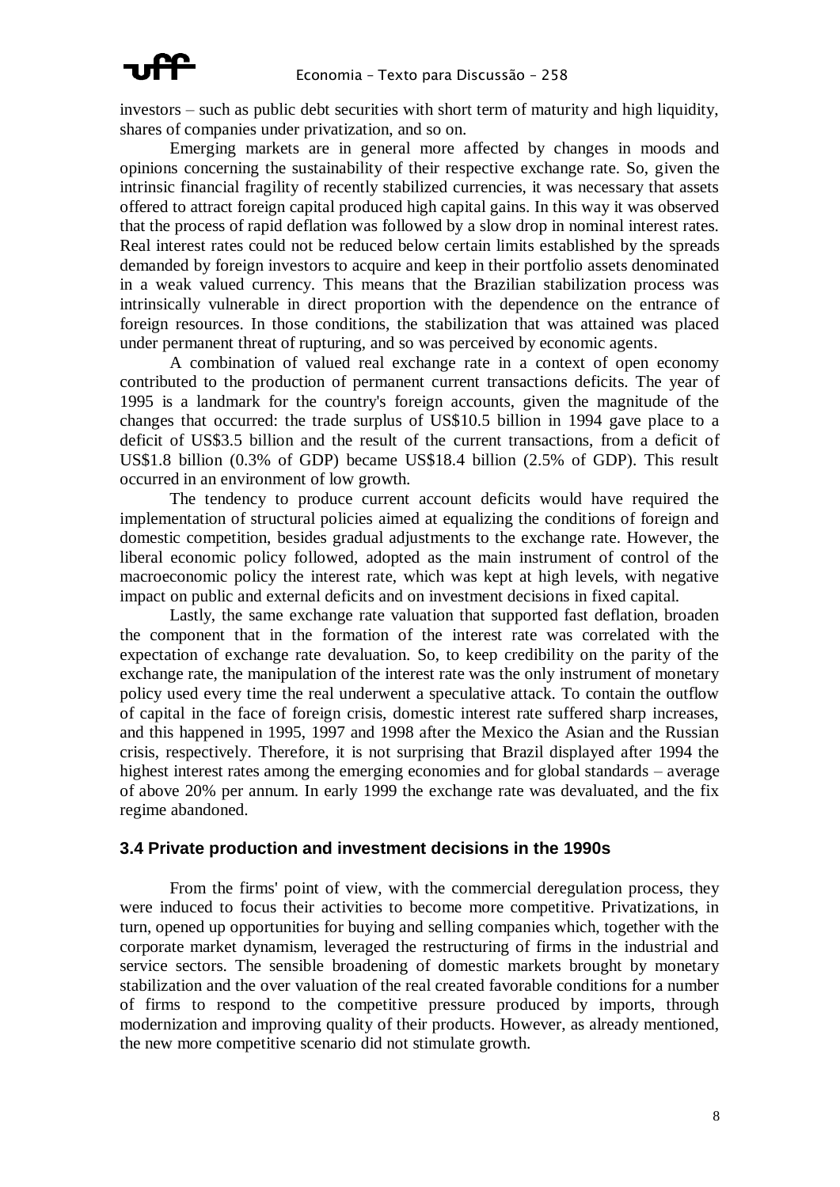investors – such as public debt securities with short term of maturity and high liquidity, shares of companies under privatization, and so on.

Emerging markets are in general more affected by changes in moods and opinions concerning the sustainability of their respective exchange rate. So, given the intrinsic financial fragility of recently stabilized currencies, it was necessary that assets offered to attract foreign capital produced high capital gains. In this way it was observed that the process of rapid deflation was followed by a slow drop in nominal interest rates. Real interest rates could not be reduced below certain limits established by the spreads demanded by foreign investors to acquire and keep in their portfolio assets denominated in a weak valued currency. This means that the Brazilian stabilization process was intrinsically vulnerable in direct proportion with the dependence on the entrance of foreign resources. In those conditions, the stabilization that was attained was placed under permanent threat of rupturing, and so was perceived by economic agents.

A combination of valued real exchange rate in a context of open economy contributed to the production of permanent current transactions deficits. The year of 1995 is a landmark for the country's foreign accounts, given the magnitude of the changes that occurred: the trade surplus of US$10.5 billion in 1994 gave place to a deficit of US$3.5 billion and the result of the current transactions, from a deficit of US$1.8 billion (0.3% of GDP) became US$18.4 billion (2.5% of GDP). This result occurred in an environment of low growth.

The tendency to produce current account deficits would have required the implementation of structural policies aimed at equalizing the conditions of foreign and domestic competition, besides gradual adjustments to the exchange rate. However, the liberal economic policy followed, adopted as the main instrument of control of the macroeconomic policy the interest rate, which was kept at high levels, with negative impact on public and external deficits and on investment decisions in fixed capital.

Lastly, the same exchange rate valuation that supported fast deflation, broaden the component that in the formation of the interest rate was correlated with the expectation of exchange rate devaluation. So, to keep credibility on the parity of the exchange rate, the manipulation of the interest rate was the only instrument of monetary policy used every time the real underwent a speculative attack. To contain the outflow of capital in the face of foreign crisis, domestic interest rate suffered sharp increases, and this happened in 1995, 1997 and 1998 after the Mexico the Asian and the Russian crisis, respectively. Therefore, it is not surprising that Brazil displayed after 1994 the highest interest rates among the emerging economies and for global standards – average of above 20% per annum. In early 1999 the exchange rate was devaluated, and the fix regime abandoned.

### 3.4 Private production and investment decisions in the 1990s

From the firms' point of view, with the commercial deregulation process, they were induced to focus their activities to become more competitive. Privatizations, in turn, opened up opportunities for buying and selling companies which, together with the corporate market dynamism, leveraged the restructuring of firms in the industrial and service sectors. The sensible broadening of domestic markets brought by monetary stabilization and the over valuation of the real created favorable conditions for a number of firms to respond to the competitive pressure produced by imports, through modernization and improving quality of their products. However, as already mentioned, the new more competitive scenario did not stimulate growth.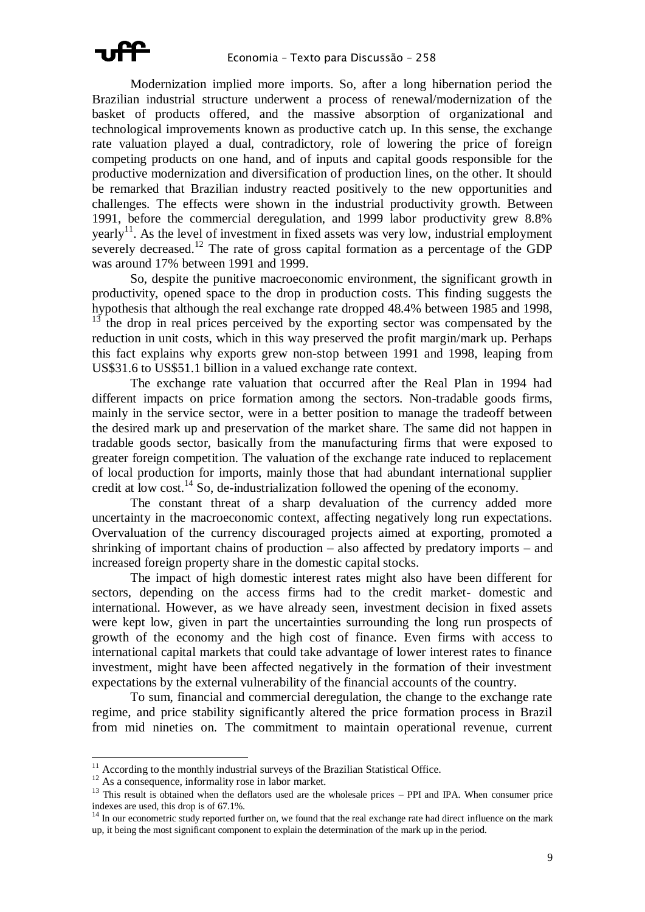Modernization implied more imports. So, after a long hibernation period the Brazilian industrial structure underwent a process of renewal/modernization of the basket of products offered, and the massive absorption of organizational and technological improvements known as productive catch up. In this sense, the exchange rate valuation played a dual, contradictory, role of lowering the price of foreign competing products on one hand, and of inputs and capital goods responsible for the productive modernization and diversification of production lines, on the other. It should be remarked that Brazilian industry reacted positively to the new opportunities and challenges. The effects were shown in the industrial productivity growth. Between 1991, before the commercial deregulation, and 1999 labor productivity grew 8.8% yearly[11]. As the level of investment in fixed assets was very low, industrial employment severely decreased.[12] The rate of gross capital formation as a percentage of the GDP was around 17% between 1991 and 1999.

So, despite the punitive macroeconomic environment, the significant growth in productivity, opened space to the drop in production costs. This finding suggests the hypothesis that although the real exchange rate dropped 48.4% between 1985 and 1998, [13] the drop in real prices perceived by the exporting sector was compensated by the reduction in unit costs, which in this way preserved the profit margin/mark up. Perhaps this fact explains why exports grew non-stop between 1991 and 1998, leaping from US$31.6 to US$51.1 billion in a valued exchange rate context.

The exchange rate valuation that occurred after the Real Plan in 1994 had different impacts on price formation among the sectors. Non-tradable goods firms, mainly in the service sector, were in a better position to manage the tradeoff between the desired mark up and preservation of the market share. The same did not happen in tradable goods sector, basically from the manufacturing firms that were exposed to greater foreign competition. The valuation of the exchange rate induced to replacement of local production for imports, mainly those that had abundant international supplier credit at low cost.[14] So, de-industrialization followed the opening of the economy.

The constant threat of a sharp devaluation of the currency added more uncertainty in the macroeconomic context, affecting negatively long run expectations. Overvaluation of the currency discouraged projects aimed at exporting, promoted a shrinking of important chains of production – also affected by predatory imports – and increased foreign property share in the domestic capital stocks.

The impact of high domestic interest rates might also have been different for sectors, depending on the access firms had to the credit market- domestic and international. However, as we have already seen, investment decision in fixed assets were kept low, given in part the uncertainties surrounding the long run prospects of growth of the economy and the high cost of finance. Even firms with access to international capital markets that could take advantage of lower interest rates to finance investment, might have been affected negatively in the formation of their investment expectations by the external vulnerability of the financial accounts of the country.

To sum, financial and commercial deregulation, the change to the exchange rate regime, and price stability significantly altered the price formation process in Brazil from mid nineties on. The commitment to maintain operational revenue, current

[11] According to the monthly industrial surveys of the Brazilian Statistical Office.

[12] As a consequence, informality rose in labor market.

[13] This result is obtained when the deflators used are the wholesale prices – PPI and IPA. When consumer price indexes are used, this drop is of 67.1%.

[14] In our econometric study reported further on, we found that the real exchange rate had direct influence on the mark up, it being the most significant component to explain the determination of the mark up in the period.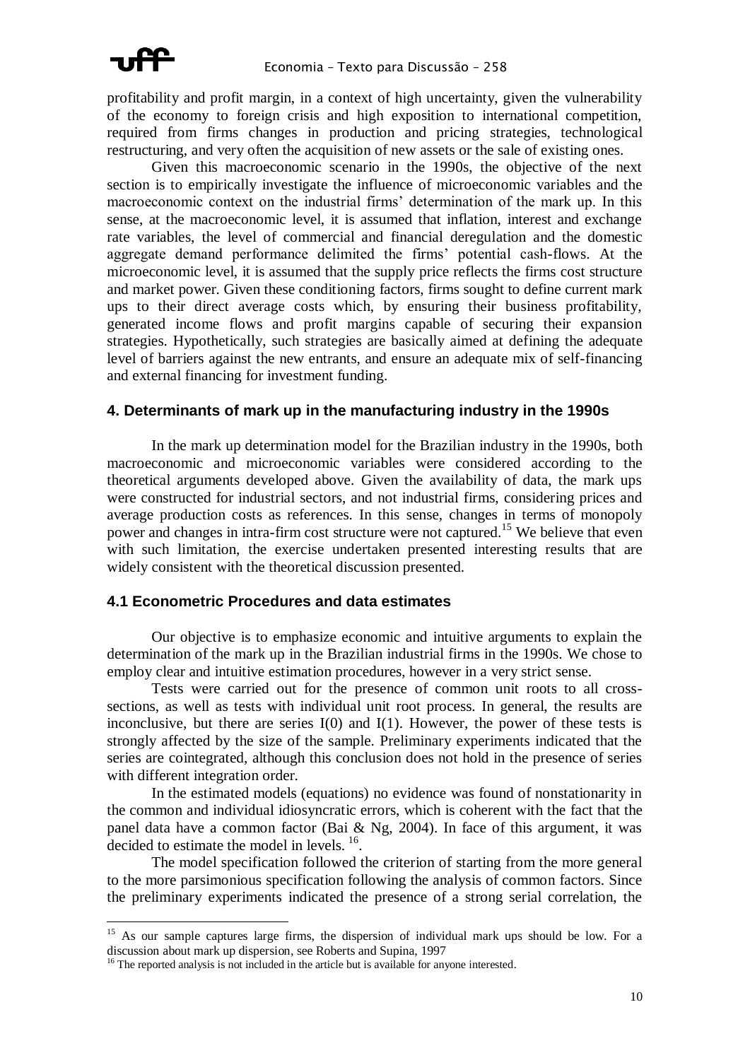profitability and profit margin, in a context of high uncertainty, given the vulnerability of the economy to foreign crisis and high exposition to international competition, required from firms changes in production and pricing strategies, technological restructuring, and very often the acquisition of new assets or the sale of existing ones.

Given this macroeconomic scenario in the 1990s, the objective of the next section is to empirically investigate the influence of microeconomic variables and the macroeconomic context on the industrial firms' determination of the mark up. In this sense, at the macroeconomic level, it is assumed that inflation, interest and exchange rate variables, the level of commercial and financial deregulation and the domestic aggregate demand performance delimited the firms' potential cash-flows. At the microeconomic level, it is assumed that the supply price reflects the firms cost structure and market power. Given these conditioning factors, firms sought to define current mark ups to their direct average costs which, by ensuring their business profitability, generated income flows and profit margins capable of securing their expansion strategies. Hypothetically, such strategies are basically aimed at defining the adequate level of barriers against the new entrants, and ensure an adequate mix of self-financing and external financing for investment funding.

## 4. Determinants of mark up in the manufacturing industry in the 1990s

In the mark up determination model for the Brazilian industry in the 1990s, both macroeconomic and microeconomic variables were considered according to the theoretical arguments developed above. Given the availability of data, the mark ups were constructed for industrial sectors, and not industrial firms, considering prices and average production costs as references. In this sense, changes in terms of monopoly power and changes in intra-firm cost structure were not captured.[15] We believe that even with such limitation, the exercise undertaken presented interesting results that are widely consistent with the theoretical discussion presented.

### 4.1 Econometric Procedures and data estimates

Our objective is to emphasize economic and intuitive arguments to explain the determination of the mark up in the Brazilian industrial firms in the 1990s. We chose to employ clear and intuitive estimation procedures, however in a very strict sense.

Tests were carried out for the presence of common unit roots to all cross-sections, as well as tests with individual unit root process. In general, the results are inconclusive, but there are series I(0) and I(1). However, the power of these tests is strongly affected by the size of the sample. Preliminary experiments indicated that the series are cointegrated, although this conclusion does not hold in the presence of series with different integration order.

In the estimated models (equations) no evidence was found of nonstationarity in the common and individual idiosyncratic errors, which is coherent with the fact that the panel data have a common factor (Bai & Ng, 2004). In face of this argument, it was decided to estimate the model in levels. [16].

The model specification followed the criterion of starting from the more general to the more parsimonious specification following the analysis of common factors. Since the preliminary experiments indicated the presence of a strong serial correlation, the

[15] As our sample captures large firms, the dispersion of individual mark ups should be low. For a discussion about mark up dispersion, see Roberts and Supina, 1997

[16] The reported analysis is not included in the article but is available for anyone interested.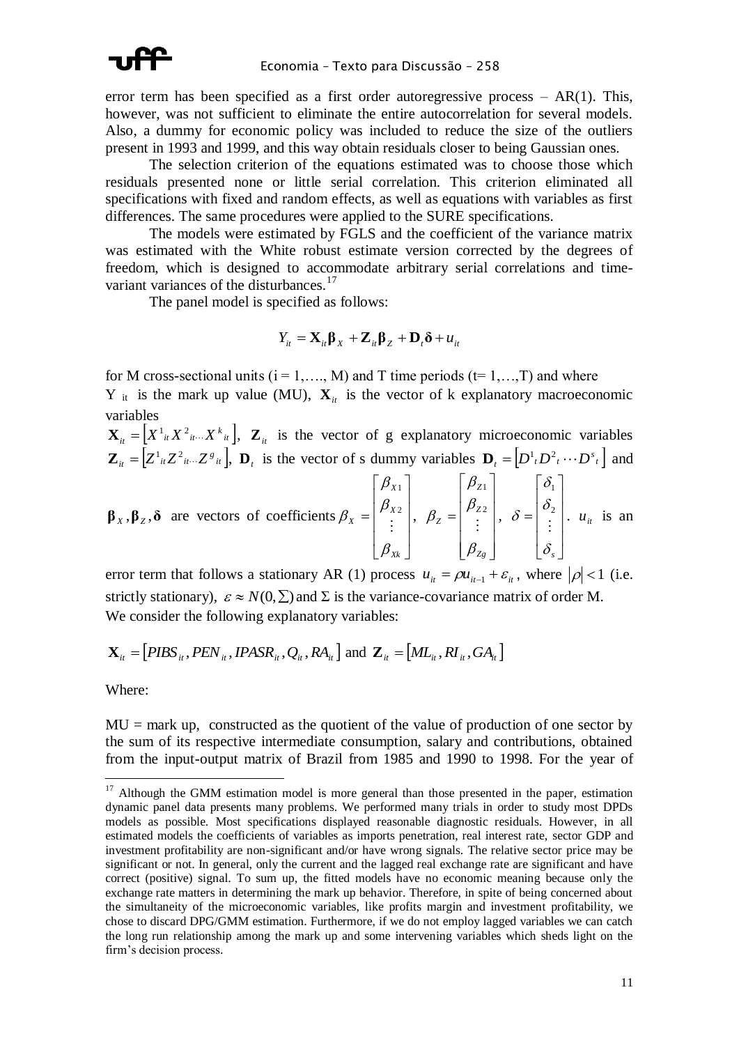error term has been specified as a first order autoregressive process – AR(1). This, however, was not sufficient to eliminate the entire autocorrelation for several models. Also, a dummy for economic policy was included to reduce the size of the outliers present in 1993 and 1999, and this way obtain residuals closer to being Gaussian ones.

The selection criterion of the equations estimated was to choose those which residuals presented none or little serial correlation. This criterion eliminated all specifications with fixed and random effects, as well as equations with variables as first differences. The same procedures were applied to the SURE specifications.

The models were estimated by FGLS and the coefficient of the variance matrix was estimated with the White robust estimate version corrected by the degrees of freedom, which is designed to accommodate arbitrary serial correlations and time-variant variances of the disturbances.[17]

The panel model is specified as follows:

$$Y_{it} = \mathbf{X}_{it}\boldsymbol{\beta}_X + \mathbf{Z}_{it}\boldsymbol{\beta}_Z + \mathbf{D}_t\boldsymbol{\delta} + u_{it}$$

for M cross-sectional units (i = 1,…., M) and T time periods (t= 1,…,T) and where

$Y_{it}$ is the mark up value (MU), $\mathbf{X}_{it}$ is the vector of k explanatory macroeconomic variables $\mathbf{X}_{it} = \left[X^1{}_{it} X^2{}_{it\cdots} X^k{}_{it}\right]$, $\mathbf{Z}_{it}$ is the vector of g explanatory microeconomic variables $\mathbf{Z}_{it} = \left[Z^1{}_{it} Z^2{}_{it\cdots} Z^g{}_{it}\right]$, $\mathbf{D}_t$ is the vector of s dummy variables $\mathbf{D}_t = \left[D^1{}_t D^2{}_t \cdots D^s{}_t\right]$ and $\boldsymbol{\beta}_X, \boldsymbol{\beta}_Z, \boldsymbol{\delta}$ are vectors of coefficients $\beta_X = \begin{bmatrix} \beta_{X1} \\ \beta_{X2} \\ \vdots \\ \beta_{Xk} \end{bmatrix}$, $\beta_Z = \begin{bmatrix} \beta_{Z1} \\ \beta_{Z2} \\ \vdots \\ \beta_{Zg} \end{bmatrix}$, $\delta = \begin{bmatrix} \delta_1 \\ \delta_2 \\ \vdots \\ \delta_s \end{bmatrix}$. $u_{it}$ is an error term that follows a stationary AR (1) process $u_{it} = \rho u_{it-1} + \varepsilon_{it}$, where $|\rho| < 1$ (i.e. strictly stationary), $\varepsilon \approx N(0, \Sigma)$ and $\Sigma$ is the variance-covariance matrix of order M.

We consider the following explanatory variables:

$$\mathbf{X}_{it} = \left[PIBS_{it}, PEN_{it}, IPASR_{it}, Q_{it}, RA_{it}\right] \text{ and } \mathbf{Z}_{it} = \left[ML_{it}, RI_{it}, GA_{it}\right]$$

Where:

MU = mark up, constructed as the quotient of the value of production of one sector by the sum of its respective intermediate consumption, salary and contributions, obtained from the input-output matrix of Brazil from 1985 and 1990 to 1998. For the year of

[17] Although the GMM estimation model is more general than those presented in the paper, estimation dynamic panel data presents many problems. We performed many trials in order to study most DPDs models as possible. Most specifications displayed reasonable diagnostic residuals. However, in all estimated models the coefficients of variables as imports penetration, real interest rate, sector GDP and investment profitability are non-significant and/or have wrong signals. The relative sector price may be significant or not. In general, only the current and the lagged real exchange rate are significant and have correct (positive) signal. To sum up, the fitted models have no economic meaning because only the exchange rate matters in determining the mark up behavior. Therefore, in spite of being concerned about the simultaneity of the microeconomic variables, like profits margin and investment profitability, we chose to discard DPG/GMM estimation. Furthermore, if we do not employ lagged variables we can catch the long run relationship among the mark up and some intervening variables which sheds light on the firm's decision process.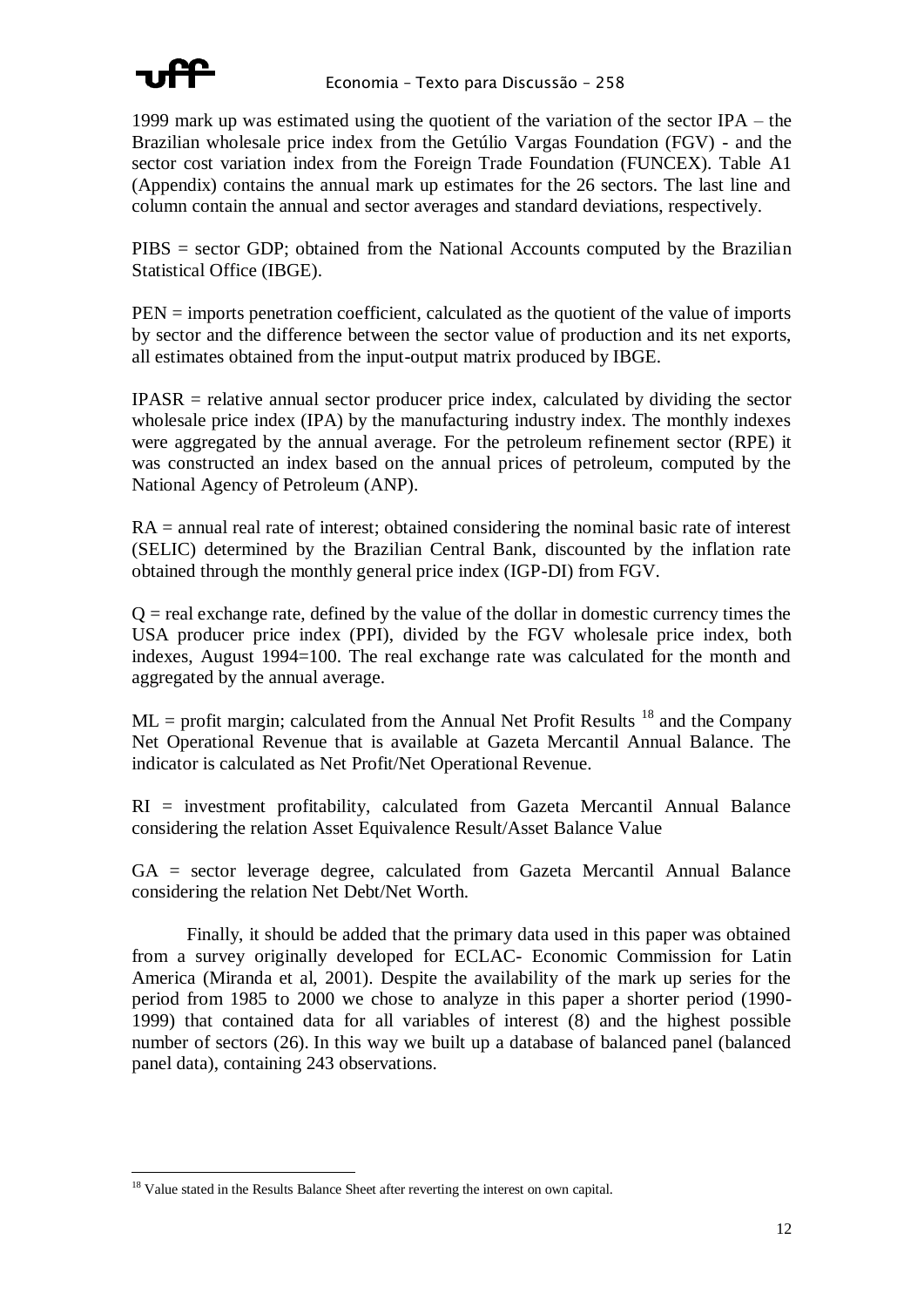1999 mark up was estimated using the quotient of the variation of the sector IPA – the Brazilian wholesale price index from the Getúlio Vargas Foundation (FGV) - and the sector cost variation index from the Foreign Trade Foundation (FUNCEX). Table A1 (Appendix) contains the annual mark up estimates for the 26 sectors. The last line and column contain the annual and sector averages and standard deviations, respectively.

PIBS = sector GDP; obtained from the National Accounts computed by the Brazilian Statistical Office (IBGE).

PEN = imports penetration coefficient, calculated as the quotient of the value of imports by sector and the difference between the sector value of production and its net exports, all estimates obtained from the input-output matrix produced by IBGE.

IPASR = relative annual sector producer price index, calculated by dividing the sector wholesale price index (IPA) by the manufacturing industry index. The monthly indexes were aggregated by the annual average. For the petroleum refinement sector (RPE) it was constructed an index based on the annual prices of petroleum, computed by the National Agency of Petroleum (ANP).

RA = annual real rate of interest; obtained considering the nominal basic rate of interest (SELIC) determined by the Brazilian Central Bank, discounted by the inflation rate obtained through the monthly general price index (IGP-DI) from FGV.

Q = real exchange rate, defined by the value of the dollar in domestic currency times the USA producer price index (PPI), divided by the FGV wholesale price index, both indexes, August 1994=100. The real exchange rate was calculated for the month and aggregated by the annual average.

ML = profit margin; calculated from the Annual Net Profit Results [18] and the Company Net Operational Revenue that is available at Gazeta Mercantil Annual Balance. The indicator is calculated as Net Profit/Net Operational Revenue.

RI = investment profitability, calculated from Gazeta Mercantil Annual Balance considering the relation Asset Equivalence Result/Asset Balance Value

GA = sector leverage degree, calculated from Gazeta Mercantil Annual Balance considering the relation Net Debt/Net Worth.

Finally, it should be added that the primary data used in this paper was obtained from a survey originally developed for ECLAC- Economic Commission for Latin America (Miranda et al, 2001). Despite the availability of the mark up series for the period from 1985 to 2000 we chose to analyze in this paper a shorter period (1990-1999) that contained data for all variables of interest (8) and the highest possible number of sectors (26). In this way we built up a database of balanced panel (balanced panel data), containing 243 observations.

[18] Value stated in the Results Balance Sheet after reverting the interest on own capital.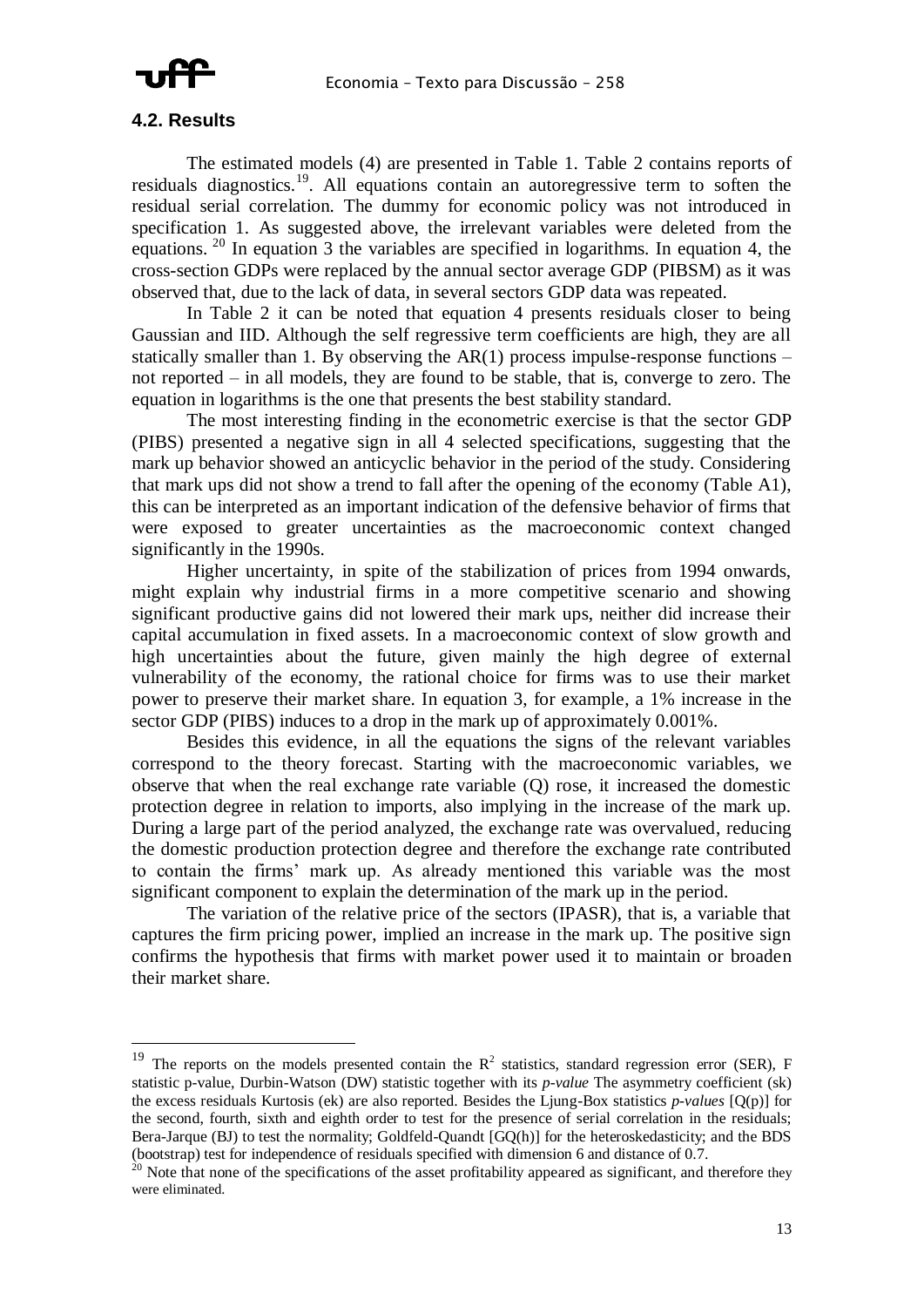### 4.2. Results

The estimated models (4) are presented in Table 1. Table 2 contains reports of residuals diagnostics.[19]. All equations contain an autoregressive term to soften the residual serial correlation. The dummy for economic policy was not introduced in specification 1. As suggested above, the irrelevant variables were deleted from the equations. [20] In equation 3 the variables are specified in logarithms. In equation 4, the cross-section GDPs were replaced by the annual sector average GDP (PIBSM) as it was observed that, due to the lack of data, in several sectors GDP data was repeated.

In Table 2 it can be noted that equation 4 presents residuals closer to being Gaussian and IID. Although the self regressive term coefficients are high, they are all statically smaller than 1. By observing the AR(1) process impulse-response functions – not reported – in all models, they are found to be stable, that is, converge to zero. The equation in logarithms is the one that presents the best stability standard.

The most interesting finding in the econometric exercise is that the sector GDP (PIBS) presented a negative sign in all 4 selected specifications, suggesting that the mark up behavior showed an anticyclic behavior in the period of the study. Considering that mark ups did not show a trend to fall after the opening of the economy (Table A1), this can be interpreted as an important indication of the defensive behavior of firms that were exposed to greater uncertainties as the macroeconomic context changed significantly in the 1990s.

Higher uncertainty, in spite of the stabilization of prices from 1994 onwards, might explain why industrial firms in a more competitive scenario and showing significant productive gains did not lowered their mark ups, neither did increase their capital accumulation in fixed assets. In a macroeconomic context of slow growth and high uncertainties about the future, given mainly the high degree of external vulnerability of the economy, the rational choice for firms was to use their market power to preserve their market share. In equation 3, for example, a 1% increase in the sector GDP (PIBS) induces to a drop in the mark up of approximately 0.001%.

Besides this evidence, in all the equations the signs of the relevant variables correspond to the theory forecast. Starting with the macroeconomic variables, we observe that when the real exchange rate variable (Q) rose, it increased the domestic protection degree in relation to imports, also implying in the increase of the mark up. During a large part of the period analyzed, the exchange rate was overvalued, reducing the domestic production protection degree and therefore the exchange rate contributed to contain the firms' mark up. As already mentioned this variable was the most significant component to explain the determination of the mark up in the period.

The variation of the relative price of the sectors (IPASR), that is, a variable that captures the firm pricing power, implied an increase in the mark up. The positive sign confirms the hypothesis that firms with market power used it to maintain or broaden their market share.

---

[19] The reports on the models presented contain the $R^2$ statistics, standard regression error (SER), F statistic p-value, Durbin-Watson (DW) statistic together with its *p-value* The asymmetry coefficient (sk) the excess residuals Kurtosis (ek) are also reported. Besides the Ljung-Box statistics *p-values* [Q(p)] for the second, fourth, sixth and eighth order to test for the presence of serial correlation in the residuals; Bera-Jarque (BJ) to test the normality; Goldfeld-Quandt [GQ(h)] for the heteroskedasticity; and the BDS (bootstrap) test for independence of residuals specified with dimension 6 and distance of 0.7.

[20] Note that none of the specifications of the asset profitability appeared as significant, and therefore they were eliminated.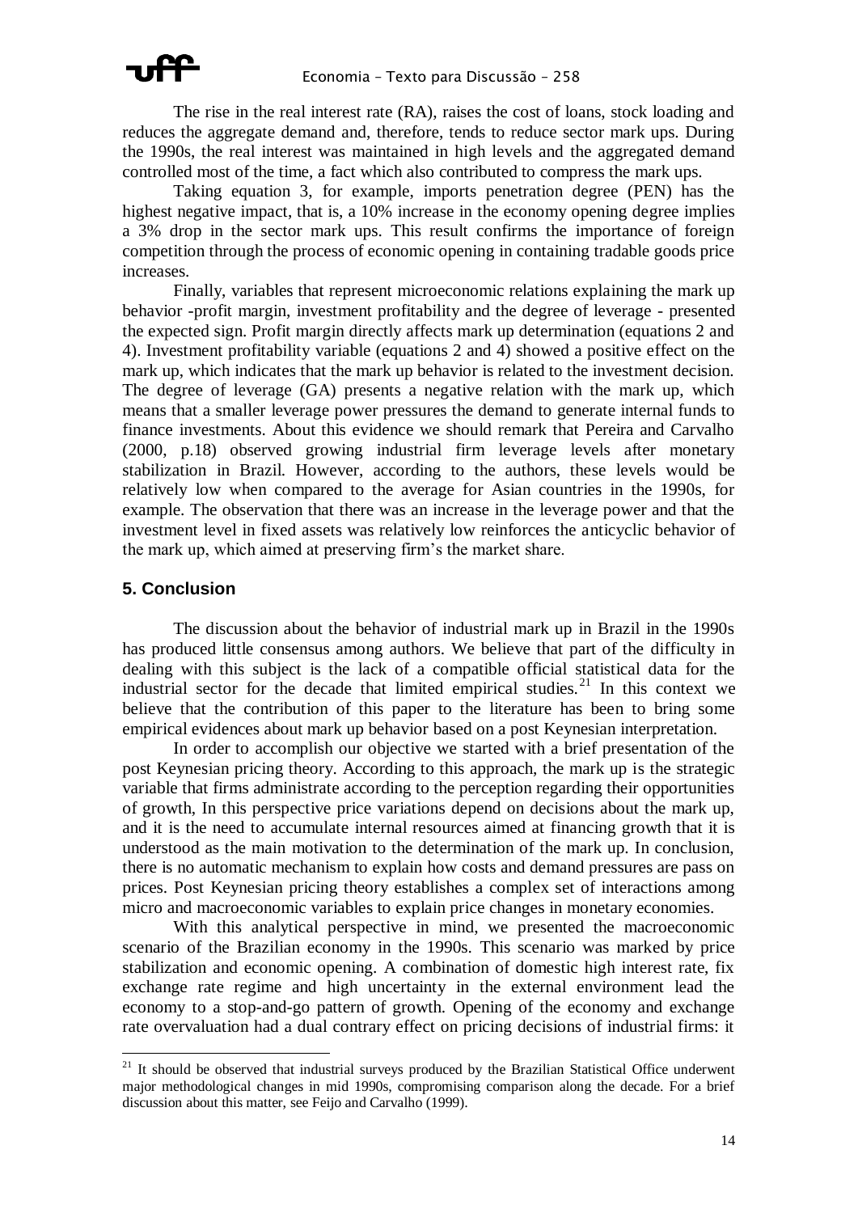The rise in the real interest rate (RA), raises the cost of loans, stock loading and reduces the aggregate demand and, therefore, tends to reduce sector mark ups. During the 1990s, the real interest was maintained in high levels and the aggregated demand controlled most of the time, a fact which also contributed to compress the mark ups.

Taking equation 3, for example, imports penetration degree (PEN) has the highest negative impact, that is, a 10% increase in the economy opening degree implies a 3% drop in the sector mark ups. This result confirms the importance of foreign competition through the process of economic opening in containing tradable goods price increases.

Finally, variables that represent microeconomic relations explaining the mark up behavior -profit margin, investment profitability and the degree of leverage - presented the expected sign. Profit margin directly affects mark up determination (equations 2 and 4). Investment profitability variable (equations 2 and 4) showed a positive effect on the mark up, which indicates that the mark up behavior is related to the investment decision. The degree of leverage (GA) presents a negative relation with the mark up, which means that a smaller leverage power pressures the demand to generate internal funds to finance investments. About this evidence we should remark that Pereira and Carvalho (2000, p.18) observed growing industrial firm leverage levels after monetary stabilization in Brazil. However, according to the authors, these levels would be relatively low when compared to the average for Asian countries in the 1990s, for example. The observation that there was an increase in the leverage power and that the investment level in fixed assets was relatively low reinforces the anticyclic behavior of the mark up, which aimed at preserving firm's the market share.

## 5. Conclusion

The discussion about the behavior of industrial mark up in Brazil in the 1990s has produced little consensus among authors. We believe that part of the difficulty in dealing with this subject is the lack of a compatible official statistical data for the industrial sector for the decade that limited empirical studies.[21] In this context we believe that the contribution of this paper to the literature has been to bring some empirical evidences about mark up behavior based on a post Keynesian interpretation.

In order to accomplish our objective we started with a brief presentation of the post Keynesian pricing theory. According to this approach, the mark up is the strategic variable that firms administrate according to the perception regarding their opportunities of growth, In this perspective price variations depend on decisions about the mark up, and it is the need to accumulate internal resources aimed at financing growth that it is understood as the main motivation to the determination of the mark up. In conclusion, there is no automatic mechanism to explain how costs and demand pressures are pass on prices. Post Keynesian pricing theory establishes a complex set of interactions among micro and macroeconomic variables to explain price changes in monetary economies.

With this analytical perspective in mind, we presented the macroeconomic scenario of the Brazilian economy in the 1990s. This scenario was marked by price stabilization and economic opening. A combination of domestic high interest rate, fix exchange rate regime and high uncertainty in the external environment lead the economy to a stop-and-go pattern of growth. Opening of the economy and exchange rate overvaluation had a dual contrary effect on pricing decisions of industrial firms: it

[21] It should be observed that industrial surveys produced by the Brazilian Statistical Office underwent major methodological changes in mid 1990s, compromising comparison along the decade. For a brief discussion about this matter, see Feijo and Carvalho (1999).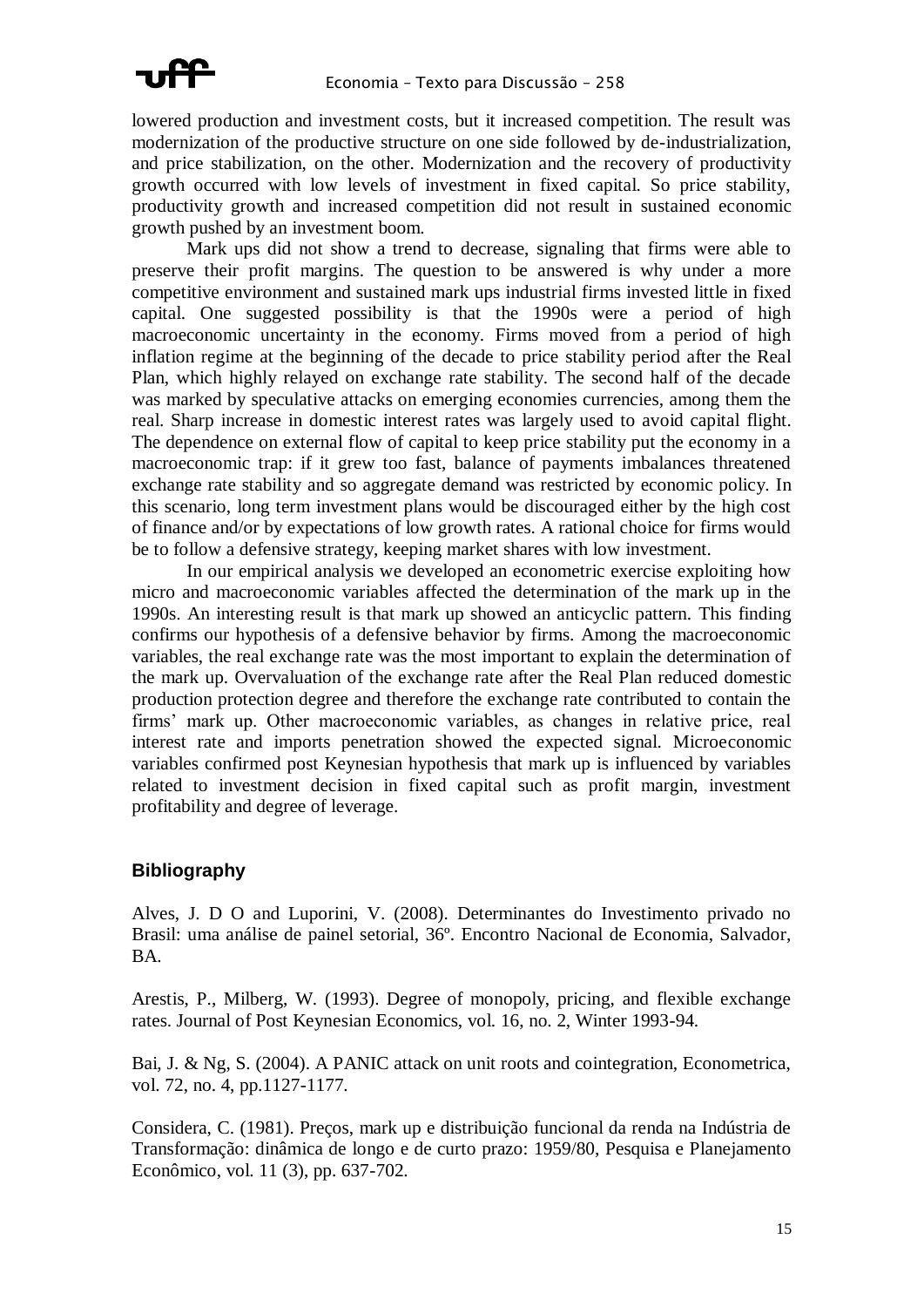lowered production and investment costs, but it increased competition. The result was modernization of the productive structure on one side followed by de-industrialization, and price stabilization, on the other. Modernization and the recovery of productivity growth occurred with low levels of investment in fixed capital. So price stability, productivity growth and increased competition did not result in sustained economic growth pushed by an investment boom.

Mark ups did not show a trend to decrease, signaling that firms were able to preserve their profit margins. The question to be answered is why under a more competitive environment and sustained mark ups industrial firms invested little in fixed capital. One suggested possibility is that the 1990s were a period of high macroeconomic uncertainty in the economy. Firms moved from a period of high inflation regime at the beginning of the decade to price stability period after the Real Plan, which highly relayed on exchange rate stability. The second half of the decade was marked by speculative attacks on emerging economies currencies, among them the real. Sharp increase in domestic interest rates was largely used to avoid capital flight. The dependence on external flow of capital to keep price stability put the economy in a macroeconomic trap: if it grew too fast, balance of payments imbalances threatened exchange rate stability and so aggregate demand was restricted by economic policy. In this scenario, long term investment plans would be discouraged either by the high cost of finance and/or by expectations of low growth rates. A rational choice for firms would be to follow a defensive strategy, keeping market shares with low investment.

In our empirical analysis we developed an econometric exercise exploiting how micro and macroeconomic variables affected the determination of the mark up in the 1990s. An interesting result is that mark up showed an anticyclic pattern. This finding confirms our hypothesis of a defensive behavior by firms. Among the macroeconomic variables, the real exchange rate was the most important to explain the determination of the mark up. Overvaluation of the exchange rate after the Real Plan reduced domestic production protection degree and therefore the exchange rate contributed to contain the firms' mark up. Other macroeconomic variables, as changes in relative price, real interest rate and imports penetration showed the expected signal. Microeconomic variables confirmed post Keynesian hypothesis that mark up is influenced by variables related to investment decision in fixed capital such as profit margin, investment profitability and degree of leverage.

## Bibliography

Alves, J. D O and Luporini, V. (2008). Determinantes do Investimento privado no Brasil: uma análise de painel setorial, 36º. Encontro Nacional de Economia, Salvador, BA.

Arestis, P., Milberg, W. (1993). Degree of monopoly, pricing, and flexible exchange rates. Journal of Post Keynesian Economics, vol. 16, no. 2, Winter 1993-94.

Bai, J. & Ng, S. (2004). A PANIC attack on unit roots and cointegration, Econometrica, vol. 72, no. 4, pp.1127-1177.

Considera, C. (1981). Preços, mark up e distribuição funcional da renda na Indústria de Transformação: dinâmica de longo e de curto prazo: 1959/80, Pesquisa e Planejamento Econômico, vol. 11 (3), pp. 637-702.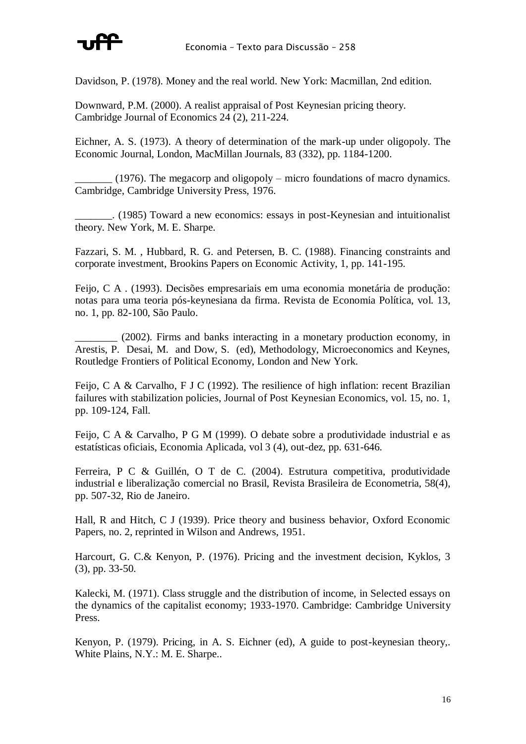Davidson, P. (1978). Money and the real world. New York: Macmillan, 2nd edition.

Downward, P.M. (2000). A realist appraisal of Post Keynesian pricing theory. Cambridge Journal of Economics 24 (2), 211-224.

Eichner, A. S. (1973). A theory of determination of the mark-up under oligopoly. The Economic Journal, London, MacMillan Journals, 83 (332), pp. 1184-1200.

_______ (1976). The megacorp and oligopoly – micro foundations of macro dynamics. Cambridge, Cambridge University Press, 1976.

_______. (1985) Toward a new economics: essays in post-Keynesian and intuitionalist theory. New York, M. E. Sharpe.

Fazzari, S. M. , Hubbard, R. G. and Petersen, B. C. (1988). Financing constraints and corporate investment, Brookins Papers on Economic Activity, 1, pp. 141-195.

Feijo, C A . (1993). Decisões empresariais em uma economia monetária de produção: notas para uma teoria pós-keynesiana da firma. Revista de Economia Política, vol. 13, no. 1, pp. 82-100, São Paulo.

________ (2002). Firms and banks interacting in a monetary production economy, in Arestis, P. Desai, M. and Dow, S. (ed), Methodology, Microeconomics and Keynes, Routledge Frontiers of Political Economy, London and New York.

Feijo, C A & Carvalho, F J C (1992). The resilience of high inflation: recent Brazilian failures with stabilization policies, Journal of Post Keynesian Economics, vol. 15, no. 1, pp. 109-124, Fall.

Feijo, C A & Carvalho, P G M (1999). O debate sobre a produtividade industrial e as estatísticas oficiais, Economia Aplicada, vol 3 (4), out-dez, pp. 631-646.

Ferreira, P C & Guillén, O T de C. (2004). Estrutura competitiva, produtividade industrial e liberalização comercial no Brasil, Revista Brasileira de Econometria, 58(4), pp. 507-32, Rio de Janeiro.

Hall, R and Hitch, C J (1939). Price theory and business behavior, Oxford Economic Papers, no. 2, reprinted in Wilson and Andrews, 1951.

Harcourt, G. C.& Kenyon, P. (1976). Pricing and the investment decision, Kyklos, 3 (3), pp. 33-50.

Kalecki, M. (1971). Class struggle and the distribution of income, in Selected essays on the dynamics of the capitalist economy; 1933-1970. Cambridge: Cambridge University Press.

Kenyon, P. (1979). Pricing, in A. S. Eichner (ed), A guide to post-keynesian theory,. White Plains, N.Y.: M. E. Sharpe..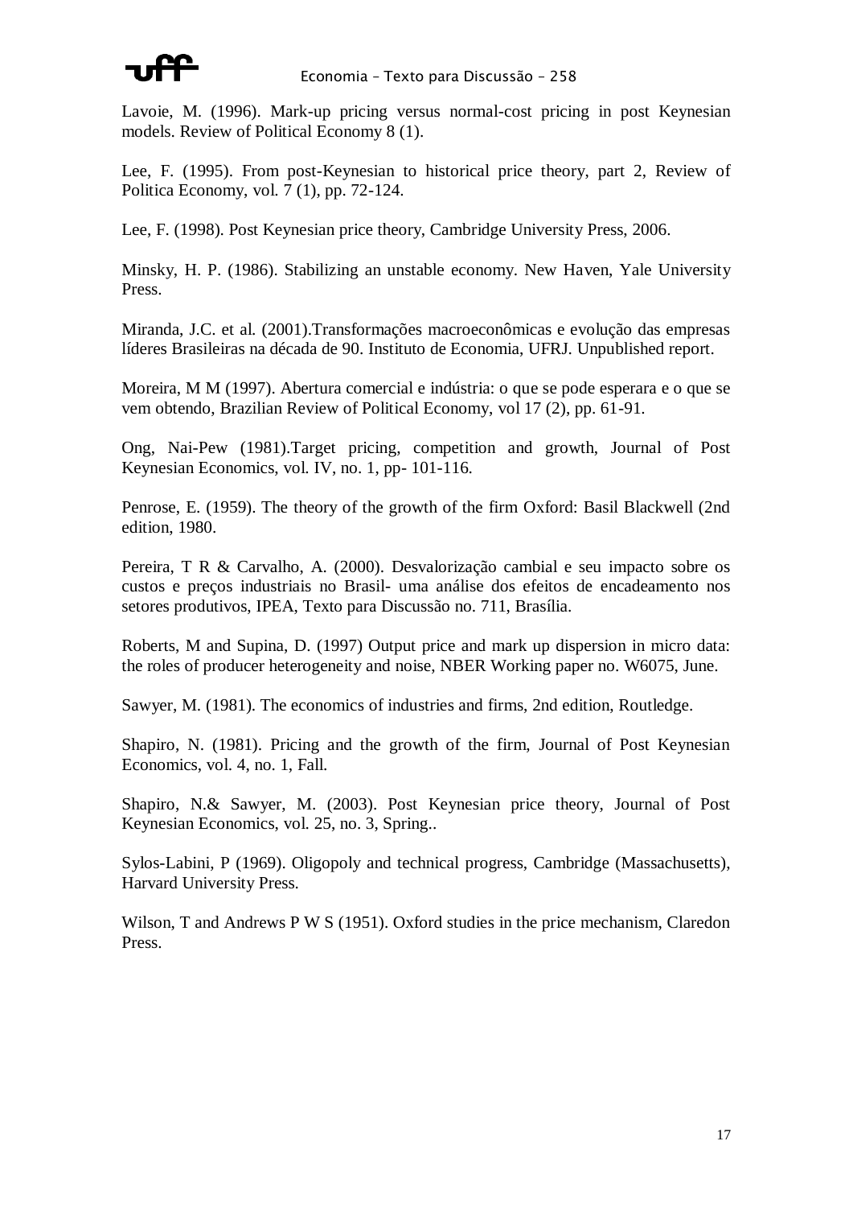Lavoie, M. (1996). Mark-up pricing versus normal-cost pricing in post Keynesian models. Review of Political Economy 8 (1).

Lee, F. (1995). From post-Keynesian to historical price theory, part 2, Review of Politica Economy, vol. 7 (1), pp. 72-124.

Lee, F. (1998). Post Keynesian price theory, Cambridge University Press, 2006.

Minsky, H. P. (1986). Stabilizing an unstable economy. New Haven, Yale University Press.

Miranda, J.C. et al. (2001).Transformações macroeconômicas e evolução das empresas líderes Brasileiras na década de 90. Instituto de Economia, UFRJ. Unpublished report.

Moreira, M M (1997). Abertura comercial e indústria: o que se pode esperara e o que se vem obtendo, Brazilian Review of Political Economy, vol 17 (2), pp. 61-91.

Ong, Nai-Pew (1981).Target pricing, competition and growth, Journal of Post Keynesian Economics, vol. IV, no. 1, pp- 101-116.

Penrose, E. (1959). The theory of the growth of the firm Oxford: Basil Blackwell (2nd edition, 1980.

Pereira, T R & Carvalho, A. (2000). Desvalorização cambial e seu impacto sobre os custos e preços industriais no Brasil- uma análise dos efeitos de encadeamento nos setores produtivos, IPEA, Texto para Discussão no. 711, Brasília.

Roberts, M and Supina, D. (1997) Output price and mark up dispersion in micro data: the roles of producer heterogeneity and noise, NBER Working paper no. W6075, June.

Sawyer, M. (1981). The economics of industries and firms, 2nd edition, Routledge.

Shapiro, N. (1981). Pricing and the growth of the firm, Journal of Post Keynesian Economics, vol. 4, no. 1, Fall.

Shapiro, N.& Sawyer, M. (2003). Post Keynesian price theory, Journal of Post Keynesian Economics, vol. 25, no. 3, Spring..

Sylos-Labini, P (1969). Oligopoly and technical progress, Cambridge (Massachusetts), Harvard University Press.

Wilson, T and Andrews P W S (1951). Oxford studies in the price mechanism, Claredon Press.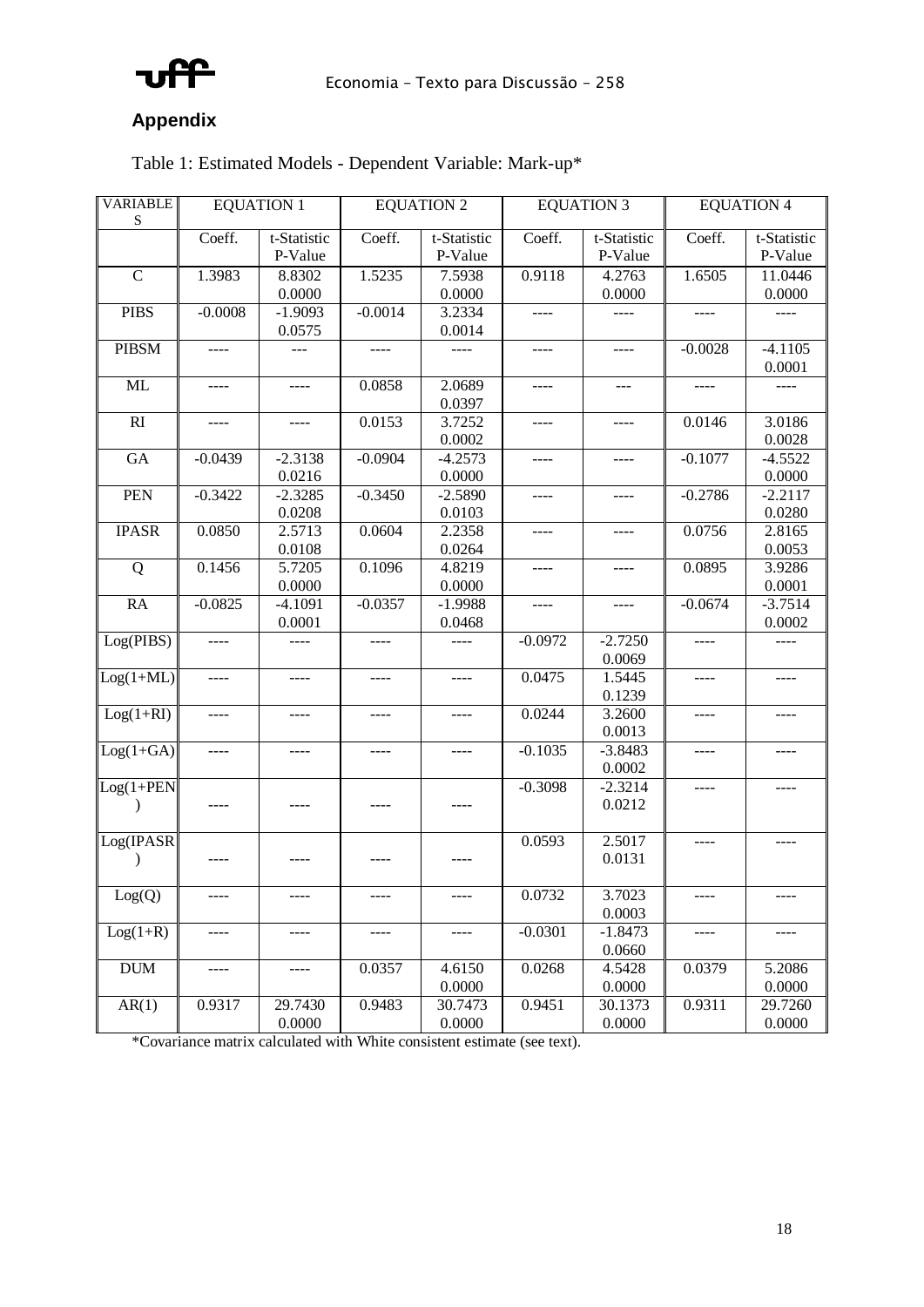## Appendix

Table 1: Estimated Models - Dependent Variable: Mark-up*

| VARIABLES | EQUATION 1 | | EQUATION 2 | | EQUATION 3 | | EQUATION 4 | |
|---|---|---|---|---|---|---|---|---|
| | Coeff. | t-Statistic P-Value | Coeff. | t-Statistic P-Value | Coeff. | t-Statistic P-Value | Coeff. | t-Statistic P-Value |
| C | 1.3983 | 8.8302 0.0000 | 1.5235 | 7.5938 0.0000 | 0.9118 | 4.2763 0.0000 | 1.6505 | 11.0446 0.0000 |
| PIBS | -0.0008 | -1.9093 0.0575 | -0.0014 | 3.2334 0.0014 | ---- | ---- | ---- | ---- |
| PIBSM | ---- | --- | ---- | ---- | ---- | ---- | -0.0028 | -4.1105 0.0001 |
| ML | ---- | ---- | 0.0858 | 2.0689 0.0397 | ---- | --- | ---- | ---- |
| RI | ---- | ---- | 0.0153 | 3.7252 0.0002 | ---- | ---- | 0.0146 | 3.0186 0.0028 |
| GA | -0.0439 | -2.3138 0.0216 | -0.0904 | -4.2573 0.0000 | ---- | ---- | -0.1077 | -4.5522 0.0000 |
| PEN | -0.3422 | -2.3285 0.0208 | -0.3450 | -2.5890 0.0103 | ---- | ---- | -0.2786 | -2.2117 0.0280 |
| IPASR | 0.0850 | 2.5713 0.0108 | 0.0604 | 2.2358 0.0264 | ---- | ---- | 0.0756 | 2.8165 0.0053 |
| Q | 0.1456 | 5.7205 0.0000 | 0.1096 | 4.8219 0.0000 | ---- | ---- | 0.0895 | 3.9286 0.0001 |
| RA | -0.0825 | -4.1091 0.0001 | -0.0357 | -1.9988 0.0468 | ---- | ---- | -0.0674 | -3.7514 0.0002 |
| Log(PIBS) | ---- | ---- | ---- | ---- | -0.0972 | -2.7250 0.0069 | ---- | ---- |
| Log(1+ML) | ---- | ---- | ---- | ---- | 0.0475 | 1.5445 0.1239 | ---- | ---- |
| Log(1+RI) | ---- | ---- | ---- | ---- | 0.0244 | 3.2600 0.0013 | ---- | ---- |
| Log(1+GA) | ---- | ---- | ---- | ---- | -0.1035 | -3.8483 0.0002 | ---- | ---- |
| Log(1+PEN) | ---- | ---- | ---- | ---- | -0.3098 | -2.3214 0.0212 | ---- | ---- |
| Log(IPASR) | ---- | ---- | ---- | ---- | 0.0593 | 2.5017 0.0131 | ---- | ---- |
| Log(Q) | ---- | ---- | ---- | ---- | 0.0732 | 3.7023 0.0003 | ---- | ---- |
| Log(1+R) | ---- | ---- | ---- | ---- | -0.0301 | -1.8473 0.0660 | ---- | ---- |
| DUM | ---- | ---- | 0.0357 | 4.6150 0.0000 | 0.0268 | 4.5428 0.0000 | 0.0379 | 5.2086 0.0000 |
| AR(1) | 0.9317 | 29.7430 0.0000 | 0.9483 | 30.7473 0.0000 | 0.9451 | 30.1373 0.0000 | 0.9311 | 29.7260 0.0000 |

*Covariance matrix calculated with White consistent estimate (see text).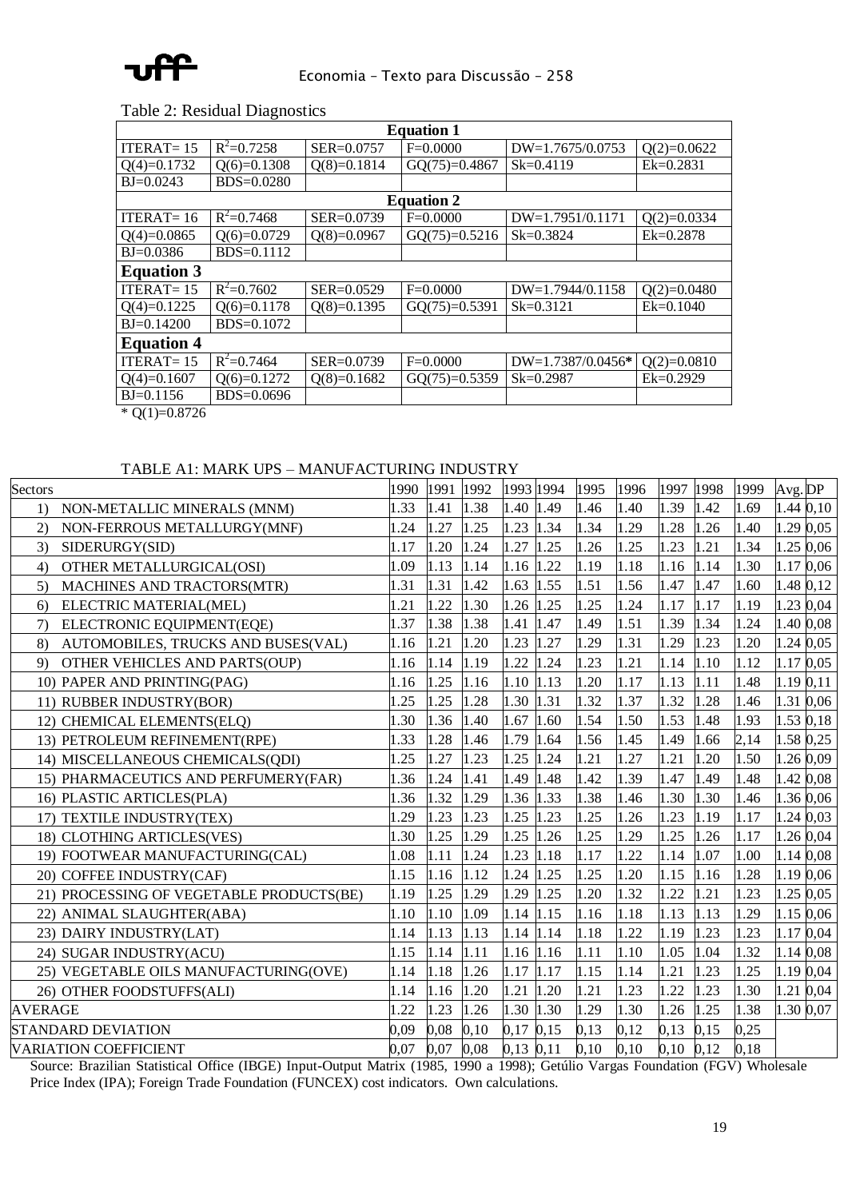Table 2: Residual Diagnostics

| | | | | | |
|---|---|---|---|---|---|
| **Equation 1** | | | | | |
| ITERAT= 15 | $R^2$=0.7258 | SER=0.0757 | F=0.0000 | DW=1.7675/0.0753 | Q(2)=0.0622 |
| Q(4)=0.1732 | Q(6)=0.1308 | Q(8)=0.1814 | GQ(75)=0.4867 | Sk=0.4119 | Ek=0.2831 |
| BJ=0.0243 | BDS=0.0280 | | | | |
| **Equation 2** | | | | | |
| ITERAT= 16 | $R^2$=0.7468 | SER=0.0739 | F=0.0000 | DW=1.7951/0.1171 | Q(2)=0.0334 |
| Q(4)=0.0865 | Q(6)=0.0729 | Q(8)=0.0967 | GQ(75)=0.5216 | Sk=0.3824 | Ek=0.2878 |
| BJ=0.0386 | BDS=0.1112 | | | | |
| **Equation 3** | | | | | |
| ITERAT= 15 | $R^2$=0.7602 | SER=0.0529 | F=0.0000 | DW=1.7944/0.1158 | Q(2)=0.0480 |
| Q(4)=0.1225 | Q(6)=0.1178 | Q(8)=0.1395 | GQ(75)=0.5391 | Sk=0.3121 | Ek=0.1040 |
| BJ=0.14200 | BDS=0.1072 | | | | |
| **Equation 4** | | | | | |
| ITERAT= 15 | $R^2$=0.7464 | SER=0.0739 | F=0.0000 | DW=1.7387/0.0456* | Q(2)=0.0810 |
| Q(4)=0.1607 | Q(6)=0.1272 | Q(8)=0.1682 | GQ(75)=0.5359 | Sk=0.2987 | Ek=0.2929 |
| BJ=0.1156 | BDS=0.0696 | | | | |

* Q(1)=0.8726

TABLE A1: MARK UPS – MANUFACTURING INDUSTRY

| Sectors | 1990 | 1991 | 1992 | 1993 | 1994 | 1995 | 1996 | 1997 | 1998 | 1999 | Avg. | DP |
|---|---|---|---|---|---|---|---|---|---|---|---|---|
| 1) NON-METALLIC MINERALS (MNM) | 1.33 | 1.41 | 1.38 | 1.40 | 1.49 | 1.46 | 1.40 | 1.39 | 1.42 | 1.69 | 1.44 | 0,10 |
| 2) NON-FERROUS METALLURGY(MNF) | 1.24 | 1.27 | 1.25 | 1.23 | 1.34 | 1.34 | 1.29 | 1.28 | 1.26 | 1.40 | 1.29 | 0,05 |
| 3) SIDERURGY(SID) | 1.17 | 1.20 | 1.24 | 1.27 | 1.25 | 1.26 | 1.25 | 1.23 | 1.21 | 1.34 | 1.25 | 0,06 |
| 4) OTHER METALLURGICAL(OSI) | 1.09 | 1.13 | 1.14 | 1.16 | 1.22 | 1.19 | 1.18 | 1.16 | 1.14 | 1.30 | 1.17 | 0,06 |
| 5) MACHINES AND TRACTORS(MTR) | 1.31 | 1.31 | 1.42 | 1.63 | 1.55 | 1.51 | 1.56 | 1.47 | 1.47 | 1.60 | 1.48 | 0,12 |
| 6) ELECTRIC MATERIAL(MEL) | 1.21 | 1.22 | 1.30 | 1.26 | 1.25 | 1.25 | 1.24 | 1.17 | 1.17 | 1.19 | 1.23 | 0,04 |
| 7) ELECTRONIC EQUIPMENT(EQE) | 1.37 | 1.38 | 1.38 | 1.41 | 1.47 | 1.49 | 1.51 | 1.39 | 1.34 | 1.24 | 1.40 | 0,08 |
| 8) AUTOMOBILES, TRUCKS AND BUSES(VAL) | 1.16 | 1.21 | 1.20 | 1.23 | 1.27 | 1.29 | 1.31 | 1.29 | 1.23 | 1.20 | 1.24 | 0,05 |
| 9) OTHER VEHICLES AND PARTS(OUP) | 1.16 | 1.14 | 1.19 | 1.22 | 1.24 | 1.23 | 1.21 | 1.14 | 1.10 | 1.12 | 1.17 | 0,05 |
| 10) PAPER AND PRINTING(PAG) | 1.16 | 1.25 | 1.16 | 1.10 | 1.13 | 1.20 | 1.17 | 1.13 | 1.11 | 1.48 | 1.19 | 0,11 |
| 11) RUBBER INDUSTRY(BOR) | 1.25 | 1.25 | 1.28 | 1.30 | 1.31 | 1.32 | 1.37 | 1.32 | 1.28 | 1.46 | 1.31 | 0,06 |
| 12) CHEMICAL ELEMENTS(ELQ) | 1.30 | 1.36 | 1.40 | 1.67 | 1.60 | 1.54 | 1.50 | 1.53 | 1.48 | 1.93 | 1.53 | 0,18 |
| 13) PETROLEUM REFINEMENT(RPE) | 1.33 | 1.28 | 1.46 | 1.79 | 1.64 | 1.56 | 1.45 | 1.49 | 1.66 | 2,14 | 1.58 | 0,25 |
| 14) MISCELLANEOUS CHEMICALS(QDI) | 1.25 | 1.27 | 1.23 | 1.25 | 1.24 | 1.21 | 1.27 | 1.21 | 1.20 | 1.50 | 1.26 | 0,09 |
| 15) PHARMACEUTICS AND PERFUMERY(FAR) | 1.36 | 1.24 | 1.41 | 1.49 | 1.48 | 1.42 | 1.39 | 1.47 | 1.49 | 1.48 | 1.42 | 0,08 |
| 16) PLASTIC ARTICLES(PLA) | 1.36 | 1.32 | 1.29 | 1.36 | 1.33 | 1.38 | 1.46 | 1.30 | 1.30 | 1.46 | 1.36 | 0,06 |
| 17) TEXTILE INDUSTRY(TEX) | 1.29 | 1.23 | 1.23 | 1.25 | 1.23 | 1.25 | 1.26 | 1.23 | 1.19 | 1.17 | 1.24 | 0,03 |
| 18) CLOTHING ARTICLES(VES) | 1.30 | 1.25 | 1.29 | 1.25 | 1.26 | 1.25 | 1.29 | 1.25 | 1.26 | 1.17 | 1.26 | 0,04 |
| 19) FOOTWEAR MANUFACTURING(CAL) | 1.08 | 1.11 | 1.24 | 1.23 | 1.18 | 1.17 | 1.22 | 1.14 | 1.07 | 1.00 | 1.14 | 0,08 |
| 20) COFFEE INDUSTRY(CAF) | 1.15 | 1.16 | 1.12 | 1.24 | 1.25 | 1.25 | 1.20 | 1.15 | 1.16 | 1.28 | 1.19 | 0,06 |
| 21) PROCESSING OF VEGETABLE PRODUCTS(BE) | 1.19 | 1.25 | 1.29 | 1.29 | 1.25 | 1.20 | 1.32 | 1.22 | 1.21 | 1.23 | 1.25 | 0,05 |
| 22) ANIMAL SLAUGHTER(ABA) | 1.10 | 1.10 | 1.09 | 1.14 | 1.15 | 1.16 | 1.18 | 1.13 | 1.13 | 1.29 | 1.15 | 0,06 |
| 23) DAIRY INDUSTRY(LAT) | 1.14 | 1.13 | 1.13 | 1.14 | 1.14 | 1.18 | 1.22 | 1.19 | 1.23 | 1.23 | 1.17 | 0,04 |
| 24) SUGAR INDUSTRY(ACU) | 1.15 | 1.14 | 1.11 | 1.16 | 1.16 | 1.11 | 1.10 | 1.05 | 1.04 | 1.32 | 1.14 | 0,08 |
| 25) VEGETABLE OILS MANUFACTURING(OVE) | 1.14 | 1.18 | 1.26 | 1.17 | 1.17 | 1.15 | 1.14 | 1.21 | 1.23 | 1.25 | 1.19 | 0,04 |
| 26) OTHER FOODSTUFFS(ALI) | 1.14 | 1.16 | 1.20 | 1.21 | 1.20 | 1.21 | 1.23 | 1.22 | 1.23 | 1.30 | 1.21 | 0,04 |
| AVERAGE | 1.22 | 1.23 | 1.26 | 1.30 | 1.30 | 1.29 | 1.30 | 1.26 | 1.25 | 1.38 | 1.30 | 0,07 |
| STANDARD DEVIATION | 0,09 | 0,08 | 0,10 | 0,17 | 0,15 | 0,13 | 0,12 | 0,13 | 0,15 | 0,25 | | |
| VARIATION COEFFICIENT | 0,07 | 0,07 | 0,08 | 0,13 | 0,11 | 0,10 | 0,10 | 0,10 | 0,12 | 0,18 | | |

Source: Brazilian Statistical Office (IBGE) Input-Output Matrix (1985, 1990 a 1998); Getúlio Vargas Foundation (FGV) Wholesale Price Index (IPA); Foreign Trade Foundation (FUNCEX) cost indicators. Own calculations.